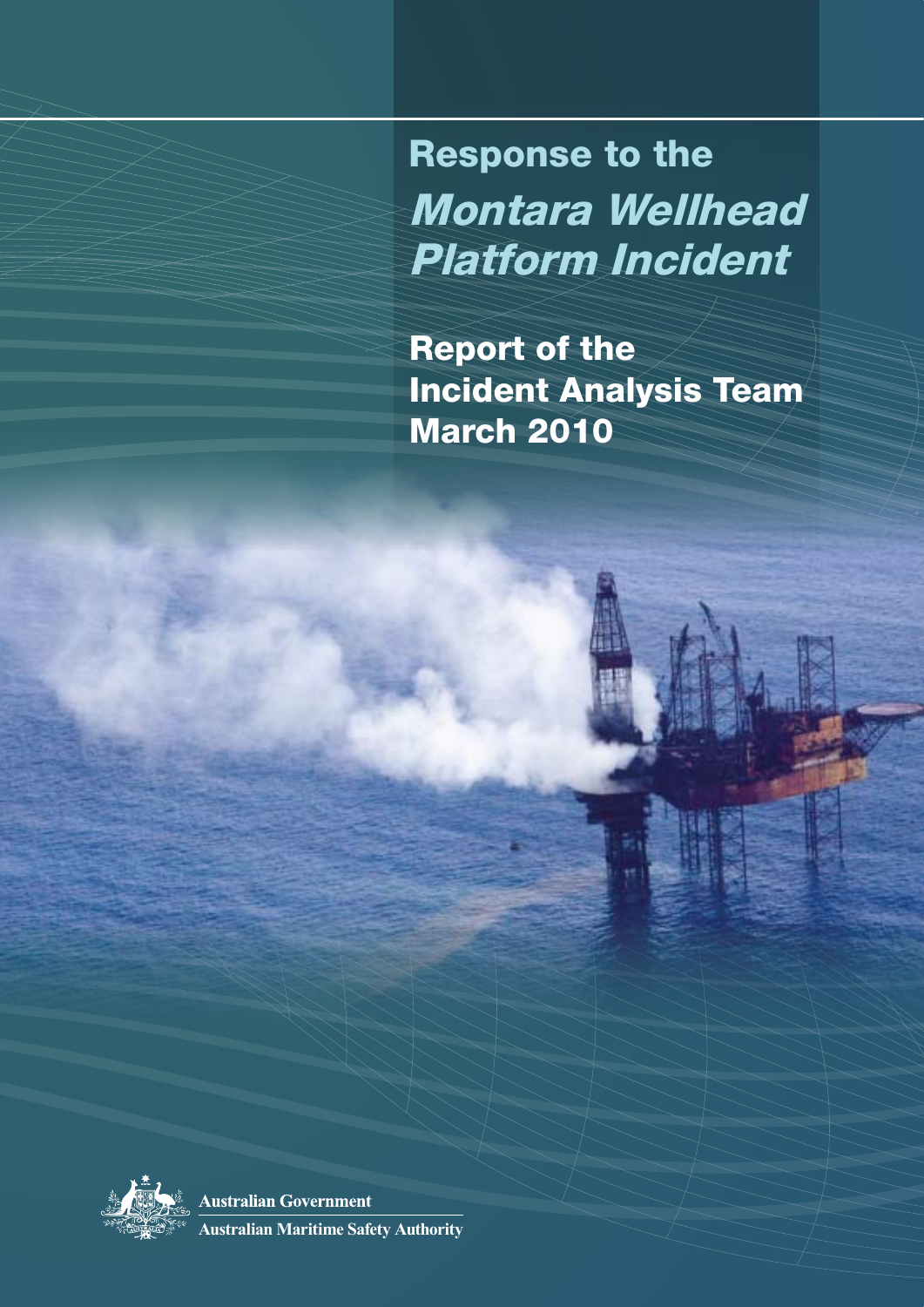# Response to the *Montara Wellhead Platform Incident*

## Report of the Incident Analysis Team March 2010

Australian Government

Australian Maritime Safety Authority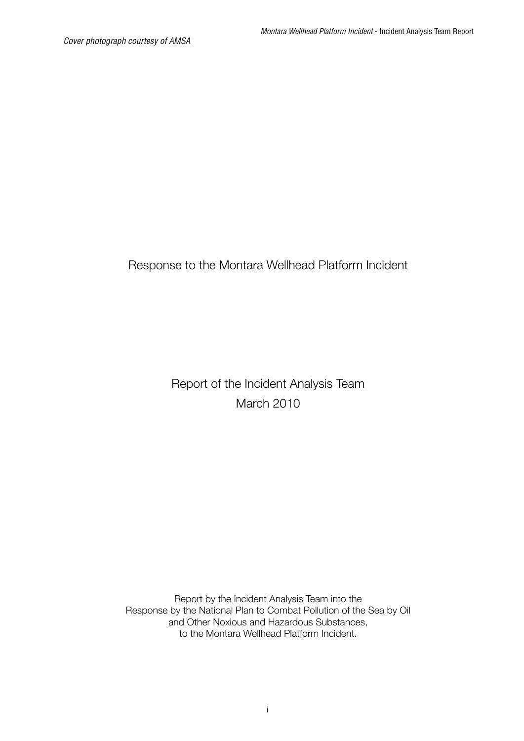*Cover photograph courtesy of AMSA*

Response to the Montara Wellhead Platform Incident

Report of the Incident Analysis Team
March 2010

Report by the Incident Analysis Team into the
Response by the National Plan to Combat Pollution of the Sea by Oil
and Other Noxious and Hazardous Substances,
to the Montara Wellhead Platform Incident.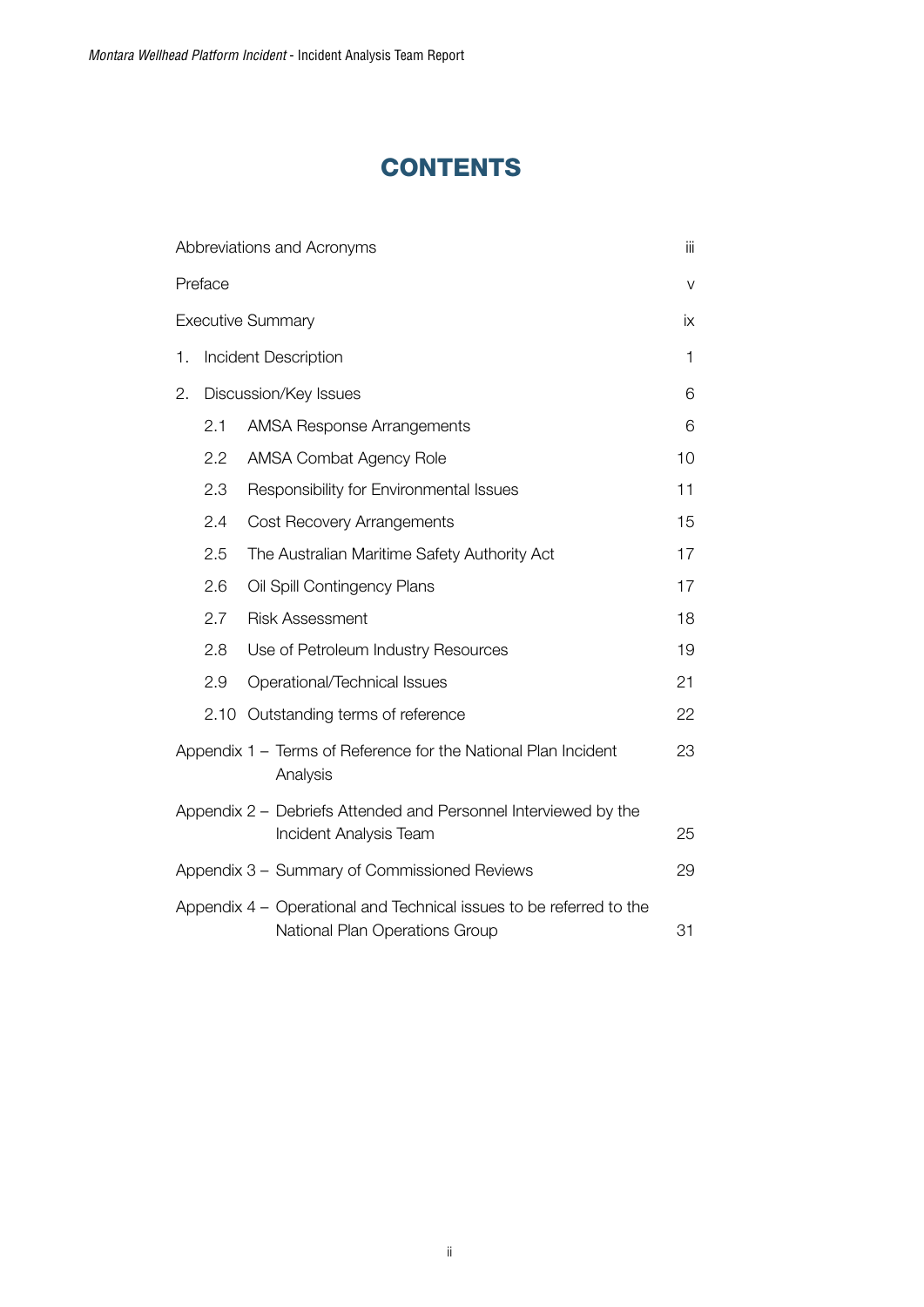# CONTENTS

| | |
|---|---|
| Abbreviations and Acronyms | iii |
| Preface | v |
| Executive Summary | ix |
| 1. Incident Description | 1 |
| 2. Discussion/Key Issues | 6 |
| 2.1 AMSA Response Arrangements | 6 |
| 2.2 AMSA Combat Agency Role | 10 |
| 2.3 Responsibility for Environmental Issues | 11 |
| 2.4 Cost Recovery Arrangements | 15 |
| 2.5 The Australian Maritime Safety Authority Act | 17 |
| 2.6 Oil Spill Contingency Plans | 17 |
| 2.7 Risk Assessment | 18 |
| 2.8 Use of Petroleum Industry Resources | 19 |
| 2.9 Operational/Technical Issues | 21 |
| 2.10 Outstanding terms of reference | 22 |
| Appendix 1 – Terms of Reference for the National Plan Incident Analysis | 23 |
| Appendix 2 – Debriefs Attended and Personnel Interviewed by the Incident Analysis Team | 25 |
| Appendix 3 – Summary of Commissioned Reviews | 29 |
| Appendix 4 – Operational and Technical issues to be referred to the National Plan Operations Group | 31 |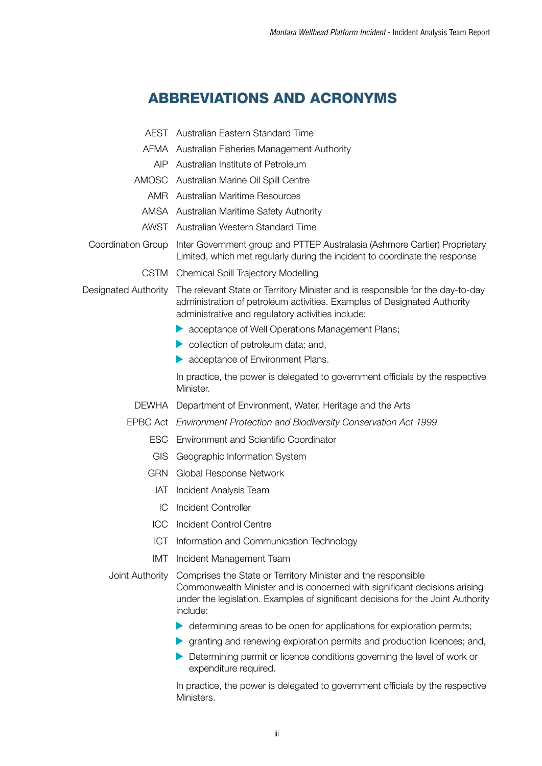# ABBREVIATIONS AND ACRONYMS

| | |
|---|---|
| AEST | Australian Eastern Standard Time |
| AFMA | Australian Fisheries Management Authority |
| AIP | Australian Institute of Petroleum |
| AMOSC | Australian Marine Oil Spill Centre |
| AMR | Australian Maritime Resources |
| AMSA | Australian Maritime Safety Authority |
| AWST | Australian Western Standard Time |
| Coordination Group | Inter Government group and PTTEP Australasia (Ashmore Cartier) Proprietary Limited, which met regularly during the incident to coordinate the response |
| CSTM | Chemical Spill Trajectory Modelling |
| Designated Authority | The relevant State or Territory Minister and is responsible for the day-to-day administration of petroleum activities. Examples of Designated Authority administrative and regulatory activities include:<br>- acceptance of Well Operations Management Plans;<br>- collection of petroleum data; and,<br>- acceptance of Environment Plans.<br><br>In practice, the power is delegated to government officials by the respective Minister. |
| DEWHA | Department of Environment, Water, Heritage and the Arts |
| EPBC Act | *Environment Protection and Biodiversity Conservation Act 1999* |
| ESC | Environment and Scientific Coordinator |
| GIS | Geographic Information System |
| GRN | Global Response Network |
| IAT | Incident Analysis Team |
| IC | Incident Controller |
| ICC | Incident Control Centre |
| ICT | Information and Communication Technology |
| IMT | Incident Management Team |
| Joint Authority | Comprises the State or Territory Minister and the responsible Commonwealth Minister and is concerned with significant decisions arising under the legislation. Examples of significant decisions for the Joint Authority include:<br>- determining areas to be open for applications for exploration permits;<br>- granting and renewing exploration permits and production licences; and,<br>- Determining permit or licence conditions governing the level of work or expenditure required.<br><br>In practice, the power is delegated to government officials by the respective Ministers. |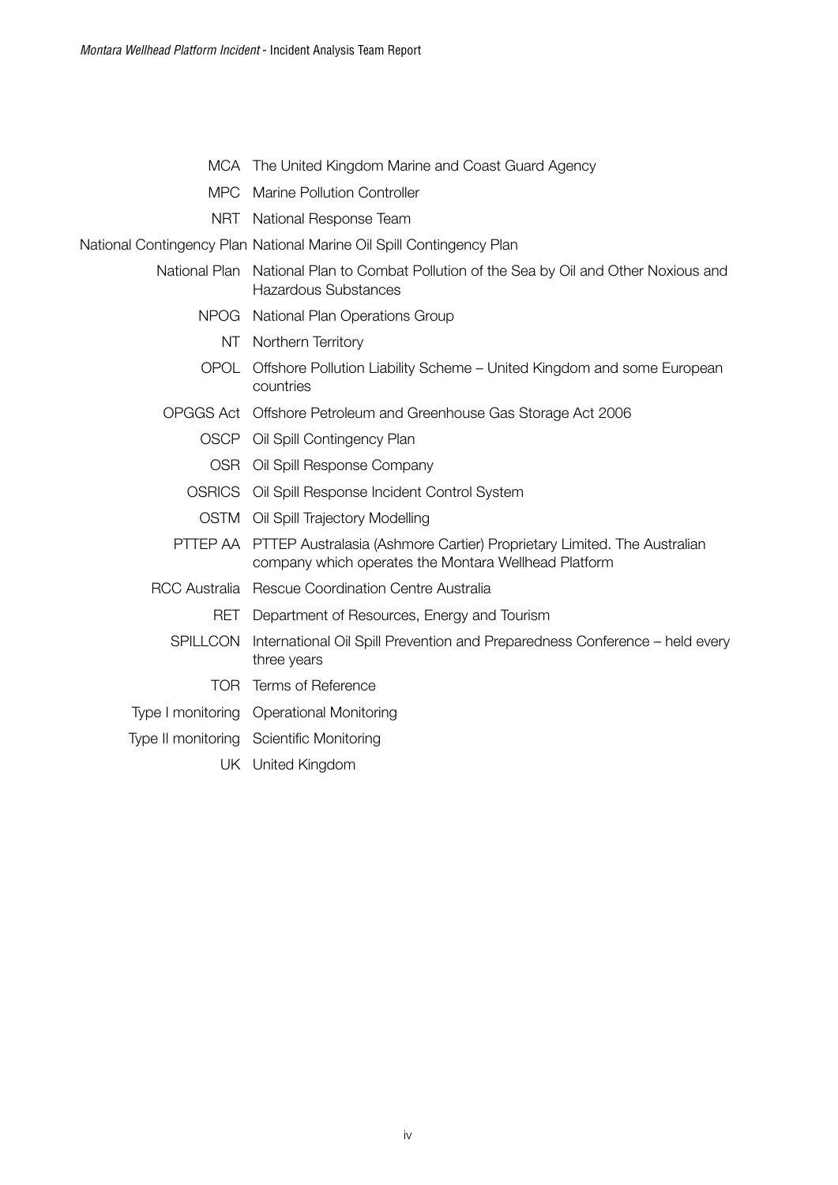| | |
|---|---|
| MCA | The United Kingdom Marine and Coast Guard Agency |
| MPC | Marine Pollution Controller |
| NRT | National Response Team |
| National Contingency Plan | National Marine Oil Spill Contingency Plan |
| National Plan | National Plan to Combat Pollution of the Sea by Oil and Other Noxious and Hazardous Substances |
| NPOG | National Plan Operations Group |
| NT | Northern Territory |
| OPOL | Offshore Pollution Liability Scheme – United Kingdom and some European countries |
| OPGGS Act | Offshore Petroleum and Greenhouse Gas Storage Act 2006 |
| OSCP | Oil Spill Contingency Plan |
| OSR | Oil Spill Response Company |
| OSRICS | Oil Spill Response Incident Control System |
| OSTM | Oil Spill Trajectory Modelling |
| PTTEP AA | PTTEP Australasia (Ashmore Cartier) Proprietary Limited. The Australian company which operates the Montara Wellhead Platform |
| RCC Australia | Rescue Coordination Centre Australia |
| RET | Department of Resources, Energy and Tourism |
| SPILLCON | International Oil Spill Prevention and Preparedness Conference – held every three years |
| TOR | Terms of Reference |
| Type I monitoring | Operational Monitoring |
| Type II monitoring | Scientific Monitoring |
| UK | United Kingdom |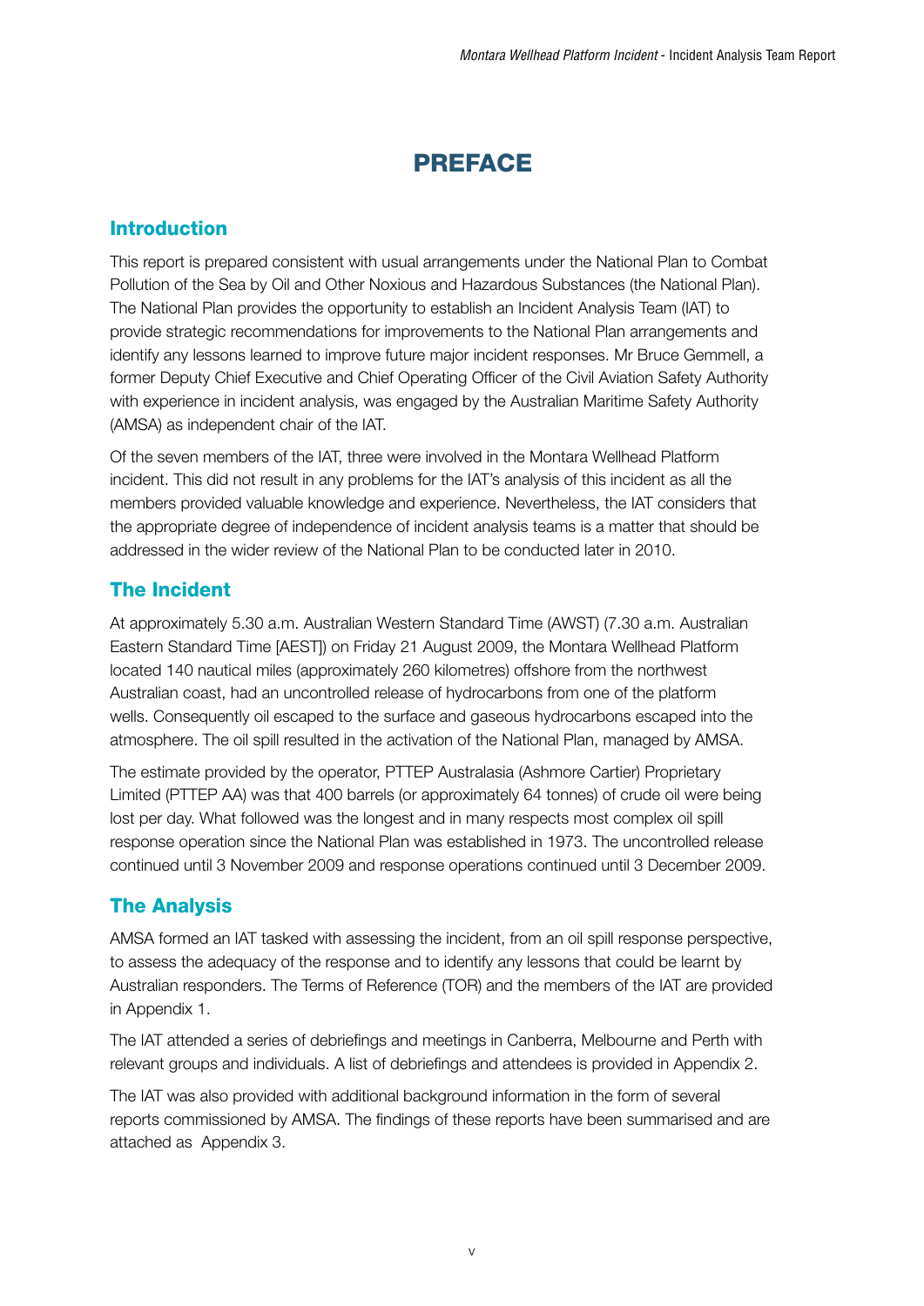# PREFACE

## Introduction

This report is prepared consistent with usual arrangements under the National Plan to Combat Pollution of the Sea by Oil and Other Noxious and Hazardous Substances (the National Plan). The National Plan provides the opportunity to establish an Incident Analysis Team (IAT) to provide strategic recommendations for improvements to the National Plan arrangements and identify any lessons learned to improve future major incident responses. Mr Bruce Gemmell, a former Deputy Chief Executive and Chief Operating Officer of the Civil Aviation Safety Authority with experience in incident analysis, was engaged by the Australian Maritime Safety Authority (AMSA) as independent chair of the IAT.

Of the seven members of the IAT, three were involved in the Montara Wellhead Platform incident. This did not result in any problems for the IAT's analysis of this incident as all the members provided valuable knowledge and experience. Nevertheless, the IAT considers that the appropriate degree of independence of incident analysis teams is a matter that should be addressed in the wider review of the National Plan to be conducted later in 2010.

## The Incident

At approximately 5.30 a.m. Australian Western Standard Time (AWST) (7.30 a.m. Australian Eastern Standard Time [AEST]) on Friday 21 August 2009, the Montara Wellhead Platform located 140 nautical miles (approximately 260 kilometres) offshore from the northwest Australian coast, had an uncontrolled release of hydrocarbons from one of the platform wells. Consequently oil escaped to the surface and gaseous hydrocarbons escaped into the atmosphere. The oil spill resulted in the activation of the National Plan, managed by AMSA.

The estimate provided by the operator, PTTEP Australasia (Ashmore Cartier) Proprietary Limited (PTTEP AA) was that 400 barrels (or approximately 64 tonnes) of crude oil were being lost per day. What followed was the longest and in many respects most complex oil spill response operation since the National Plan was established in 1973. The uncontrolled release continued until 3 November 2009 and response operations continued until 3 December 2009.

## The Analysis

AMSA formed an IAT tasked with assessing the incident, from an oil spill response perspective, to assess the adequacy of the response and to identify any lessons that could be learnt by Australian responders. The Terms of Reference (TOR) and the members of the IAT are provided in Appendix 1.

The IAT attended a series of debriefings and meetings in Canberra, Melbourne and Perth with relevant groups and individuals. A list of debriefings and attendees is provided in Appendix 2.

The IAT was also provided with additional background information in the form of several reports commissioned by AMSA. The findings of these reports have been summarised and are attached as Appendix 3.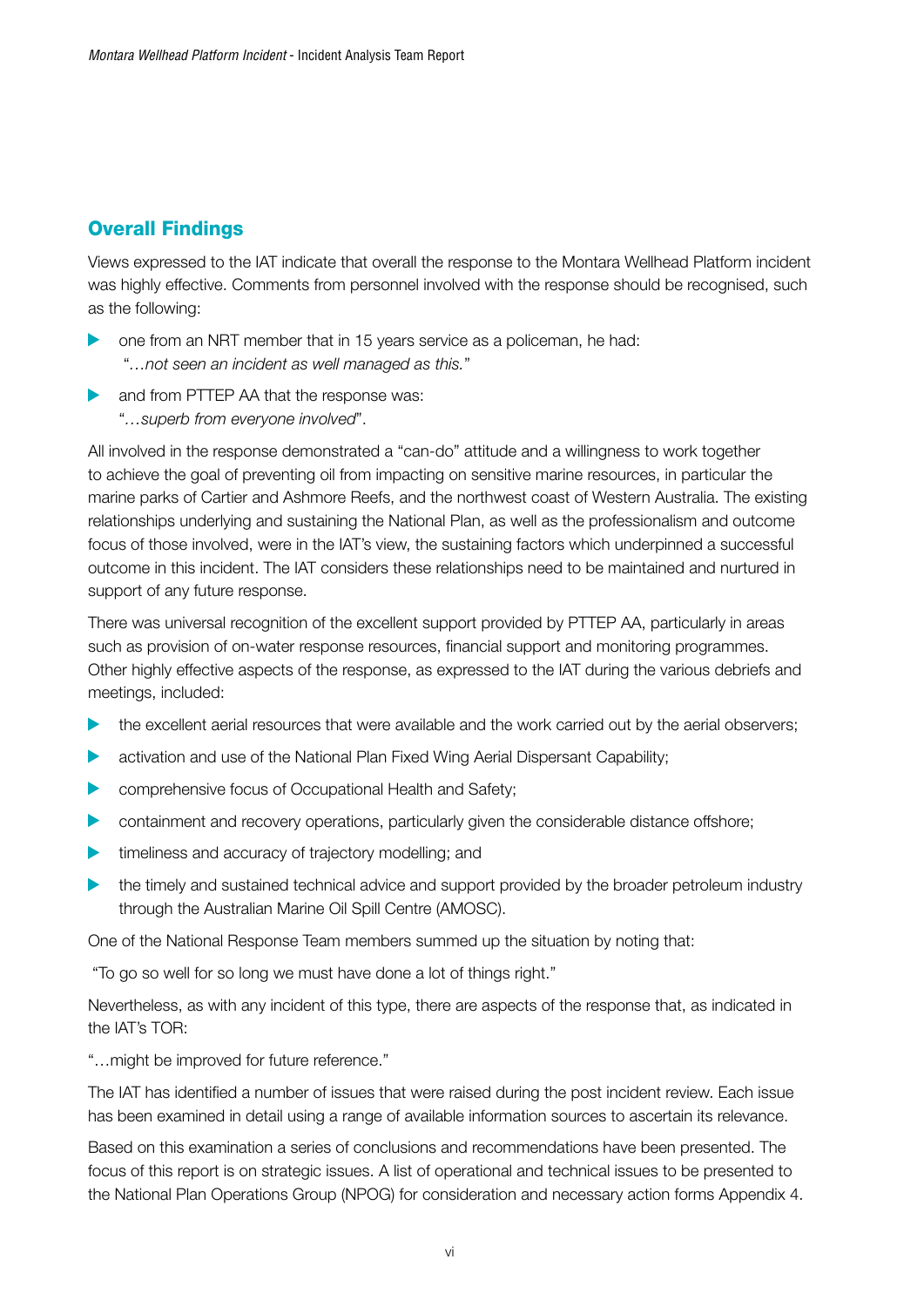## Overall Findings

Views expressed to the IAT indicate that overall the response to the Montara Wellhead Platform incident was highly effective. Comments from personnel involved with the response should be recognised, such as the following:

- one from an NRT member that in 15 years service as a policeman, he had: "*…not seen an incident as well managed as this.*"
- and from PTTEP AA that the response was: "*…superb from everyone involved*".

All involved in the response demonstrated a "can-do" attitude and a willingness to work together to achieve the goal of preventing oil from impacting on sensitive marine resources, in particular the marine parks of Cartier and Ashmore Reefs, and the northwest coast of Western Australia. The existing relationships underlying and sustaining the National Plan, as well as the professionalism and outcome focus of those involved, were in the IAT's view, the sustaining factors which underpinned a successful outcome in this incident. The IAT considers these relationships need to be maintained and nurtured in support of any future response.

There was universal recognition of the excellent support provided by PTTEP AA, particularly in areas such as provision of on-water response resources, financial support and monitoring programmes. Other highly effective aspects of the response, as expressed to the IAT during the various debriefs and meetings, included:

- the excellent aerial resources that were available and the work carried out by the aerial observers;
- activation and use of the National Plan Fixed Wing Aerial Dispersant Capability;
- comprehensive focus of Occupational Health and Safety;
- containment and recovery operations, particularly given the considerable distance offshore;
- timeliness and accuracy of trajectory modelling; and
- the timely and sustained technical advice and support provided by the broader petroleum industry through the Australian Marine Oil Spill Centre (AMOSC).

One of the National Response Team members summed up the situation by noting that:

"To go so well for so long we must have done a lot of things right."

Nevertheless, as with any incident of this type, there are aspects of the response that, as indicated in the IAT's TOR:

"…might be improved for future reference."

The IAT has identified a number of issues that were raised during the post incident review. Each issue has been examined in detail using a range of available information sources to ascertain its relevance.

Based on this examination a series of conclusions and recommendations have been presented. The focus of this report is on strategic issues. A list of operational and technical issues to be presented to the National Plan Operations Group (NPOG) for consideration and necessary action forms Appendix 4.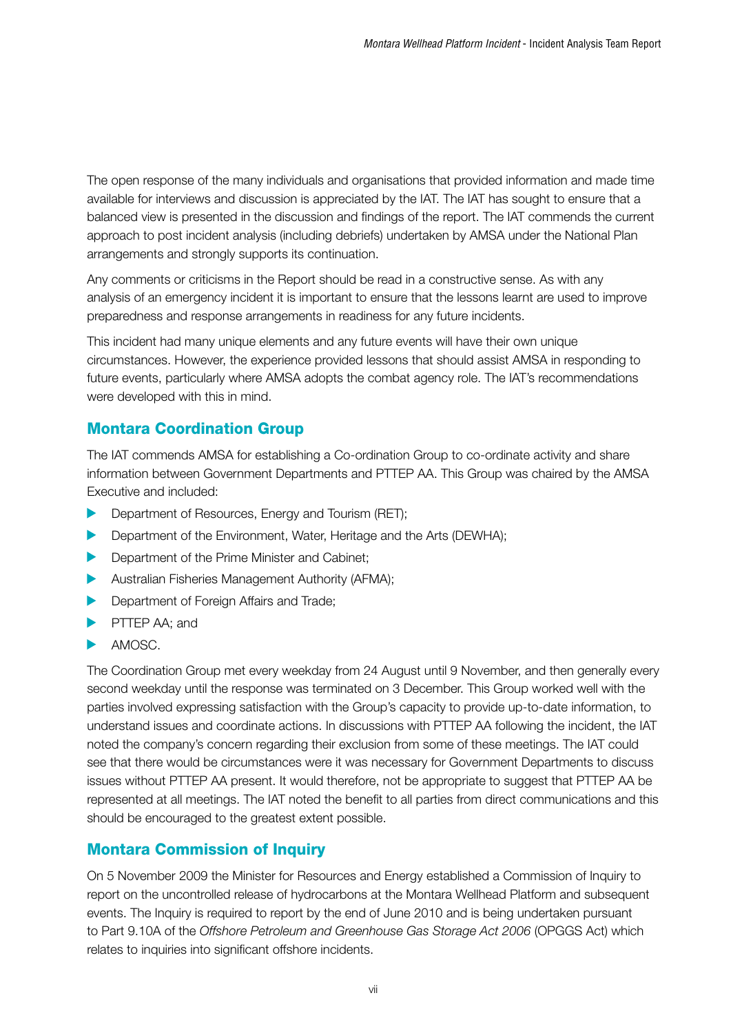The open response of the many individuals and organisations that provided information and made time available for interviews and discussion is appreciated by the IAT. The IAT has sought to ensure that a balanced view is presented in the discussion and findings of the report. The IAT commends the current approach to post incident analysis (including debriefs) undertaken by AMSA under the National Plan arrangements and strongly supports its continuation.

Any comments or criticisms in the Report should be read in a constructive sense. As with any analysis of an emergency incident it is important to ensure that the lessons learnt are used to improve preparedness and response arrangements in readiness for any future incidents.

This incident had many unique elements and any future events will have their own unique circumstances. However, the experience provided lessons that should assist AMSA in responding to future events, particularly where AMSA adopts the combat agency role. The IAT's recommendations were developed with this in mind.

## Montara Coordination Group

The IAT commends AMSA for establishing a Co-ordination Group to co-ordinate activity and share information between Government Departments and PTTEP AA. This Group was chaired by the AMSA Executive and included:

- Department of Resources, Energy and Tourism (RET);
- Department of the Environment, Water, Heritage and the Arts (DEWHA);
- Department of the Prime Minister and Cabinet;
- Australian Fisheries Management Authority (AFMA);
- Department of Foreign Affairs and Trade;
- PTTEP AA; and
- AMOSC.

The Coordination Group met every weekday from 24 August until 9 November, and then generally every second weekday until the response was terminated on 3 December. This Group worked well with the parties involved expressing satisfaction with the Group's capacity to provide up-to-date information, to understand issues and coordinate actions. In discussions with PTTEP AA following the incident, the IAT noted the company's concern regarding their exclusion from some of these meetings. The IAT could see that there would be circumstances were it was necessary for Government Departments to discuss issues without PTTEP AA present. It would therefore, not be appropriate to suggest that PTTEP AA be represented at all meetings. The IAT noted the benefit to all parties from direct communications and this should be encouraged to the greatest extent possible.

## Montara Commission of Inquiry

On 5 November 2009 the Minister for Resources and Energy established a Commission of Inquiry to report on the uncontrolled release of hydrocarbons at the Montara Wellhead Platform and subsequent events. The Inquiry is required to report by the end of June 2010 and is being undertaken pursuant to Part 9.10A of the *Offshore Petroleum and Greenhouse Gas Storage Act 2006* (OPGGS Act) which relates to inquiries into significant offshore incidents.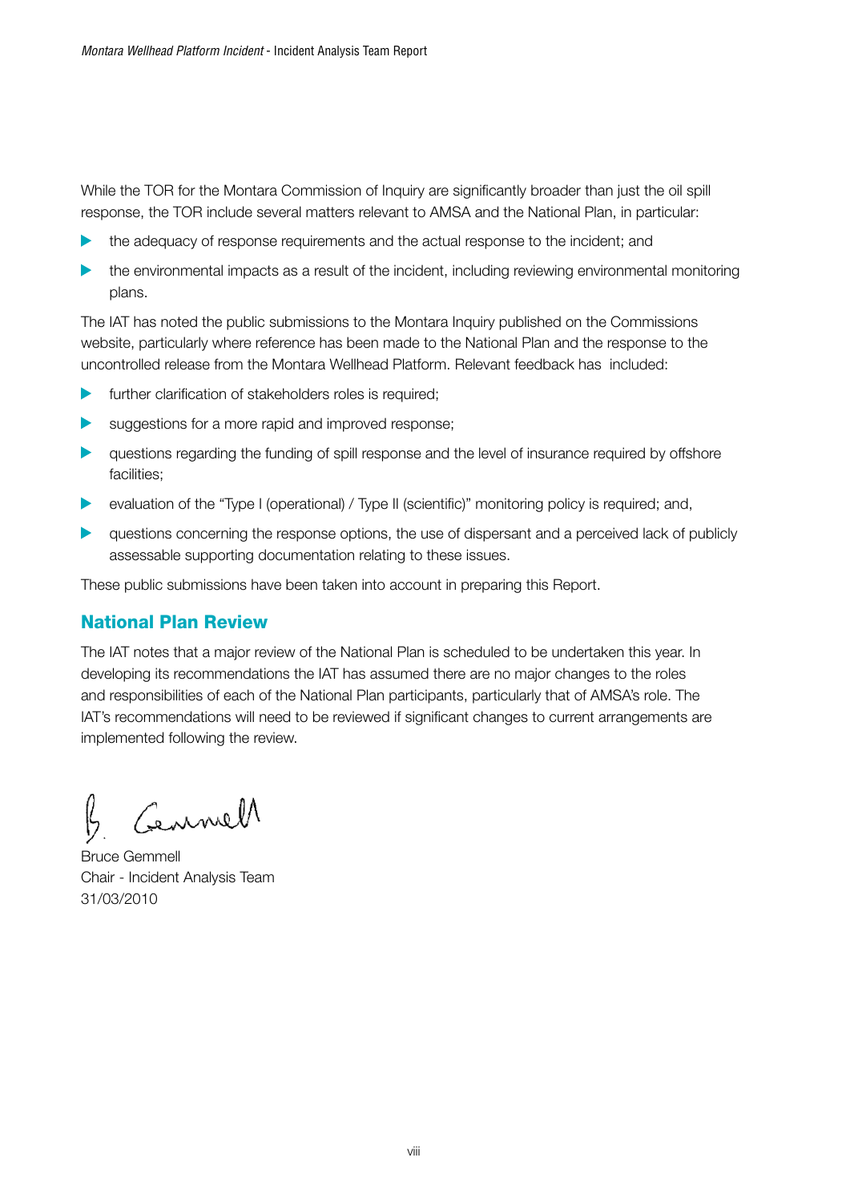While the TOR for the Montara Commission of Inquiry are significantly broader than just the oil spill response, the TOR include several matters relevant to AMSA and the National Plan, in particular:

- the adequacy of response requirements and the actual response to the incident; and
- the environmental impacts as a result of the incident, including reviewing environmental monitoring plans.

The IAT has noted the public submissions to the Montara Inquiry published on the Commissions website, particularly where reference has been made to the National Plan and the response to the uncontrolled release from the Montara Wellhead Platform. Relevant feedback has included:

- further clarification of stakeholders roles is required;
- suggestions for a more rapid and improved response;
- questions regarding the funding of spill response and the level of insurance required by offshore facilities;
- evaluation of the "Type I (operational) / Type II (scientific)" monitoring policy is required; and,
- questions concerning the response options, the use of dispersant and a perceived lack of publicly assessable supporting documentation relating to these issues.

These public submissions have been taken into account in preparing this Report.

## National Plan Review

The IAT notes that a major review of the National Plan is scheduled to be undertaken this year. In developing its recommendations the IAT has assumed there are no major changes to the roles and responsibilities of each of the National Plan participants, particularly that of AMSA's role. The IAT's recommendations will need to be reviewed if significant changes to current arrangements are implemented following the review.

Bruce Gemmell
Chair - Incident Analysis Team
31/03/2010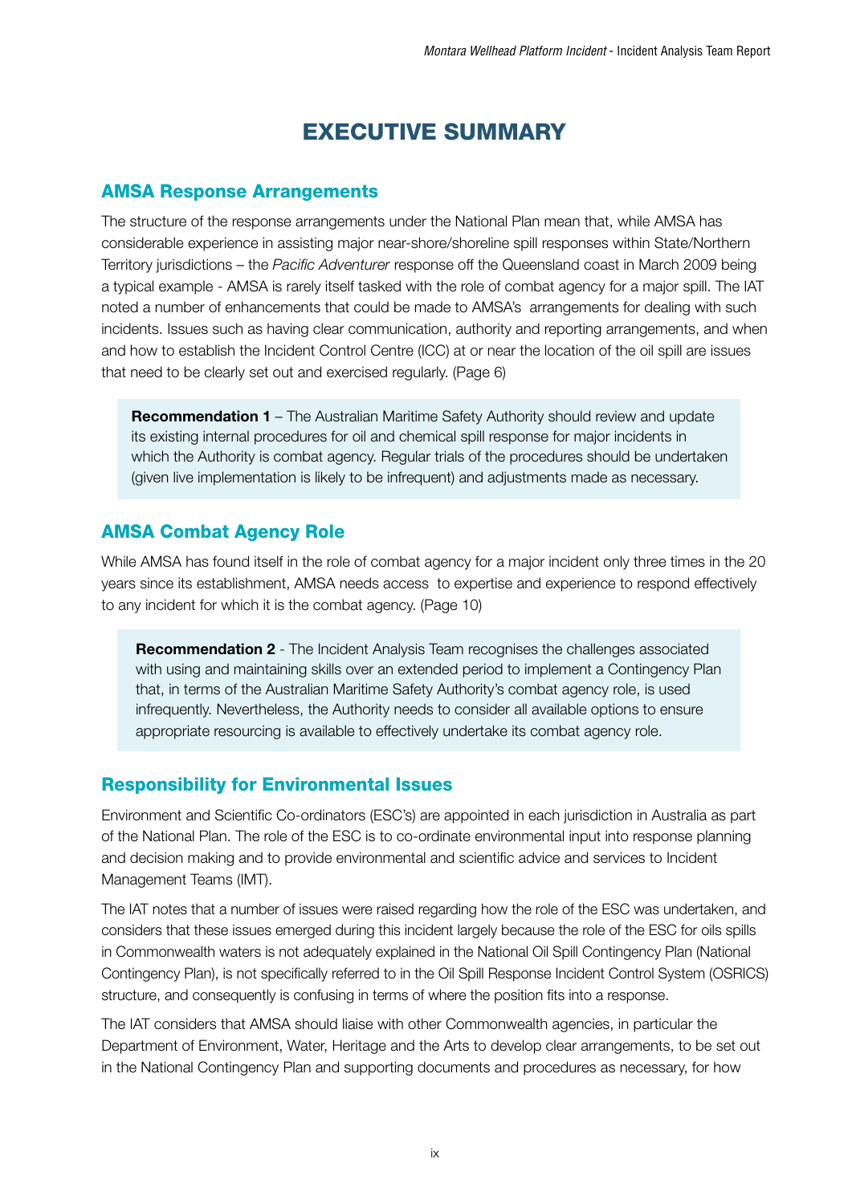# EXECUTIVE SUMMARY

## AMSA Response Arrangements

The structure of the response arrangements under the National Plan mean that, while AMSA has considerable experience in assisting major near-shore/shoreline spill responses within State/Northern Territory jurisdictions – the *Pacific Adventurer* response off the Queensland coast in March 2009 being a typical example - AMSA is rarely itself tasked with the role of combat agency for a major spill. The IAT noted a number of enhancements that could be made to AMSA's arrangements for dealing with such incidents. Issues such as having clear communication, authority and reporting arrangements, and when and how to establish the Incident Control Centre (ICC) at or near the location of the oil spill are issues that need to be clearly set out and exercised regularly. (Page 6)

> **Recommendation 1** – The Australian Maritime Safety Authority should review and update its existing internal procedures for oil and chemical spill response for major incidents in which the Authority is combat agency. Regular trials of the procedures should be undertaken (given live implementation is likely to be infrequent) and adjustments made as necessary.

## AMSA Combat Agency Role

While AMSA has found itself in the role of combat agency for a major incident only three times in the 20 years since its establishment, AMSA needs access to expertise and experience to respond effectively to any incident for which it is the combat agency. (Page 10)

> **Recommendation 2** - The Incident Analysis Team recognises the challenges associated with using and maintaining skills over an extended period to implement a Contingency Plan that, in terms of the Australian Maritime Safety Authority's combat agency role, is used infrequently. Nevertheless, the Authority needs to consider all available options to ensure appropriate resourcing is available to effectively undertake its combat agency role.

## Responsibility for Environmental Issues

Environment and Scientific Co-ordinators (ESC's) are appointed in each jurisdiction in Australia as part of the National Plan. The role of the ESC is to co-ordinate environmental input into response planning and decision making and to provide environmental and scientific advice and services to Incident Management Teams (IMT).

The IAT notes that a number of issues were raised regarding how the role of the ESC was undertaken, and considers that these issues emerged during this incident largely because the role of the ESC for oils spills in Commonwealth waters is not adequately explained in the National Oil Spill Contingency Plan (National Contingency Plan), is not specifically referred to in the Oil Spill Response Incident Control System (OSRICS) structure, and consequently is confusing in terms of where the position fits into a response.

The IAT considers that AMSA should liaise with other Commonwealth agencies, in particular the Department of Environment, Water, Heritage and the Arts to develop clear arrangements, to be set out in the National Contingency Plan and supporting documents and procedures as necessary, for how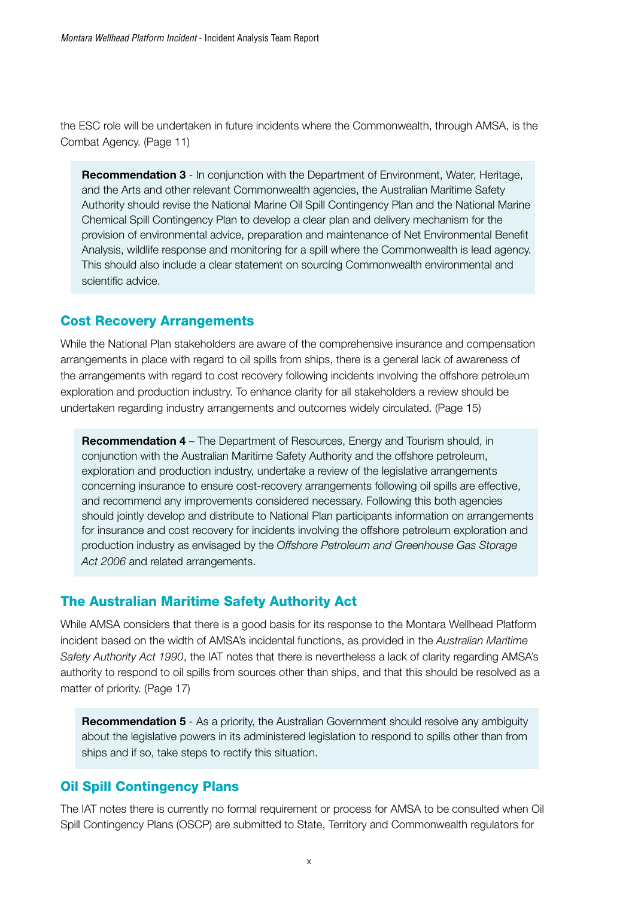the ESC role will be undertaken in future incidents where the Commonwealth, through AMSA, is the Combat Agency. (Page 11)

> **Recommendation 3** - In conjunction with the Department of Environment, Water, Heritage, and the Arts and other relevant Commonwealth agencies, the Australian Maritime Safety Authority should revise the National Marine Oil Spill Contingency Plan and the National Marine Chemical Spill Contingency Plan to develop a clear plan and delivery mechanism for the provision of environmental advice, preparation and maintenance of Net Environmental Benefit Analysis, wildlife response and monitoring for a spill where the Commonwealth is lead agency. This should also include a clear statement on sourcing Commonwealth environmental and scientific advice.

## Cost Recovery Arrangements

While the National Plan stakeholders are aware of the comprehensive insurance and compensation arrangements in place with regard to oil spills from ships, there is a general lack of awareness of the arrangements with regard to cost recovery following incidents involving the offshore petroleum exploration and production industry. To enhance clarity for all stakeholders a review should be undertaken regarding industry arrangements and outcomes widely circulated. (Page 15)

> **Recommendation 4** – The Department of Resources, Energy and Tourism should, in conjunction with the Australian Maritime Safety Authority and the offshore petroleum, exploration and production industry, undertake a review of the legislative arrangements concerning insurance to ensure cost-recovery arrangements following oil spills are effective, and recommend any improvements considered necessary. Following this both agencies should jointly develop and distribute to National Plan participants information on arrangements for insurance and cost recovery for incidents involving the offshore petroleum exploration and production industry as envisaged by the *Offshore Petroleum and Greenhouse Gas Storage Act 2006* and related arrangements.

## The Australian Maritime Safety Authority Act

While AMSA considers that there is a good basis for its response to the Montara Wellhead Platform incident based on the width of AMSA's incidental functions, as provided in the *Australian Maritime Safety Authority Act 1990*, the IAT notes that there is nevertheless a lack of clarity regarding AMSA's authority to respond to oil spills from sources other than ships, and that this should be resolved as a matter of priority. (Page 17)

> **Recommendation 5** - As a priority, the Australian Government should resolve any ambiguity about the legislative powers in its administered legislation to respond to spills other than from ships and if so, take steps to rectify this situation.

## Oil Spill Contingency Plans

The IAT notes there is currently no formal requirement or process for AMSA to be consulted when Oil Spill Contingency Plans (OSCP) are submitted to State, Territory and Commonwealth regulators for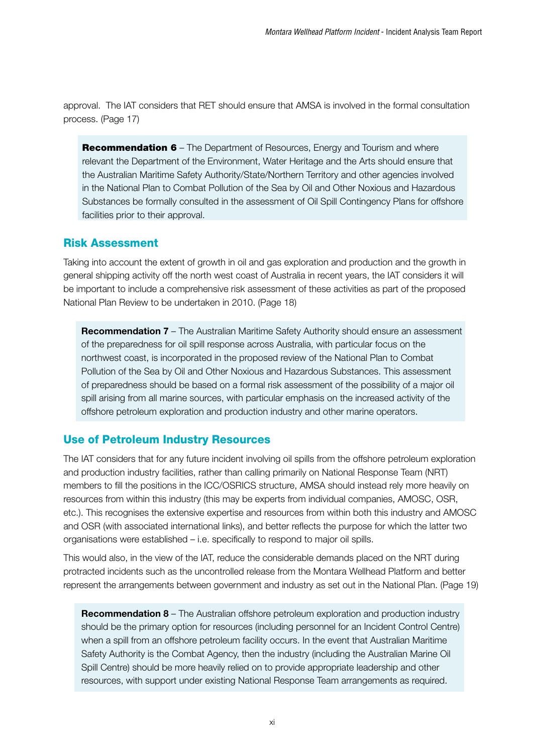approval. The IAT considers that RET should ensure that AMSA is involved in the formal consultation process. (Page 17)

> **Recommendation 6** – The Department of Resources, Energy and Tourism and where relevant the Department of the Environment, Water Heritage and the Arts should ensure that the Australian Maritime Safety Authority/State/Northern Territory and other agencies involved in the National Plan to Combat Pollution of the Sea by Oil and Other Noxious and Hazardous Substances be formally consulted in the assessment of Oil Spill Contingency Plans for offshore facilities prior to their approval.

## Risk Assessment

Taking into account the extent of growth in oil and gas exploration and production and the growth in general shipping activity off the north west coast of Australia in recent years, the IAT considers it will be important to include a comprehensive risk assessment of these activities as part of the proposed National Plan Review to be undertaken in 2010. (Page 18)

> **Recommendation 7** – The Australian Maritime Safety Authority should ensure an assessment of the preparedness for oil spill response across Australia, with particular focus on the northwest coast, is incorporated in the proposed review of the National Plan to Combat Pollution of the Sea by Oil and Other Noxious and Hazardous Substances. This assessment of preparedness should be based on a formal risk assessment of the possibility of a major oil spill arising from all marine sources, with particular emphasis on the increased activity of the offshore petroleum exploration and production industry and other marine operators.

## Use of Petroleum Industry Resources

The IAT considers that for any future incident involving oil spills from the offshore petroleum exploration and production industry facilities, rather than calling primarily on National Response Team (NRT) members to fill the positions in the ICC/OSRICS structure, AMSA should instead rely more heavily on resources from within this industry (this may be experts from individual companies, AMOSC, OSR, etc.). This recognises the extensive expertise and resources from within both this industry and AMOSC and OSR (with associated international links), and better reflects the purpose for which the latter two organisations were established – i.e. specifically to respond to major oil spills.

This would also, in the view of the IAT, reduce the considerable demands placed on the NRT during protracted incidents such as the uncontrolled release from the Montara Wellhead Platform and better represent the arrangements between government and industry as set out in the National Plan. (Page 19)

> **Recommendation 8** – The Australian offshore petroleum exploration and production industry should be the primary option for resources (including personnel for an Incident Control Centre) when a spill from an offshore petroleum facility occurs. In the event that Australian Maritime Safety Authority is the Combat Agency, then the industry (including the Australian Marine Oil Spill Centre) should be more heavily relied on to provide appropriate leadership and other resources, with support under existing National Response Team arrangements as required.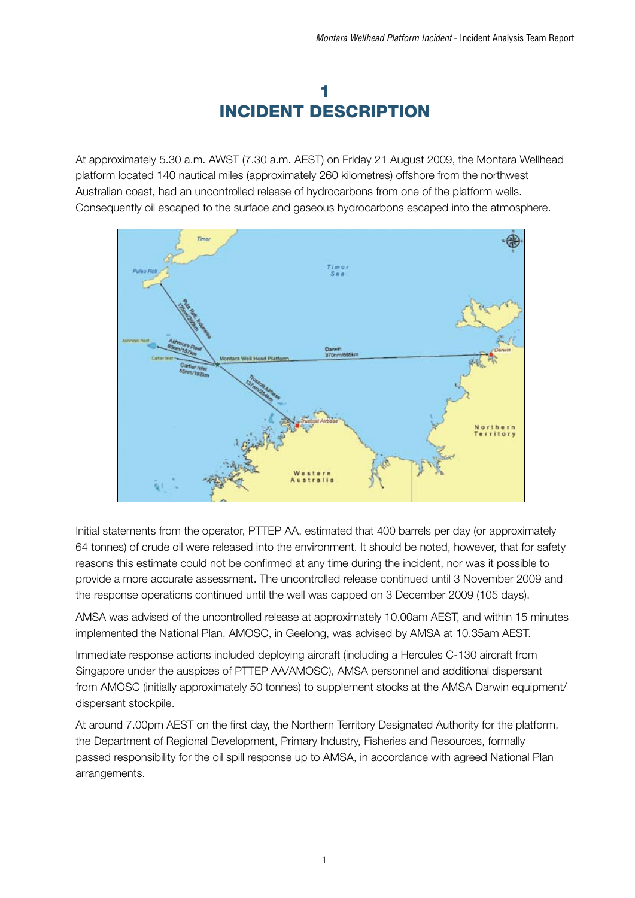# 1 INCIDENT DESCRIPTION

At approximately 5.30 a.m. AWST (7.30 a.m. AEST) on Friday 21 August 2009, the Montara Wellhead platform located 140 nautical miles (approximately 260 kilometres) offshore from the northwest Australian coast, had an uncontrolled release of hydrocarbons from one of the platform wells. Consequently oil escaped to the surface and gaseous hydrocarbons escaped into the atmosphere.

Initial statements from the operator, PTTEP AA, estimated that 400 barrels per day (or approximately 64 tonnes) of crude oil were released into the environment. It should be noted, however, that for safety reasons this estimate could not be confirmed at any time during the incident, nor was it possible to provide a more accurate assessment. The uncontrolled release continued until 3 November 2009 and the response operations continued until the well was capped on 3 December 2009 (105 days).

AMSA was advised of the uncontrolled release at approximately 10.00am AEST, and within 15 minutes implemented the National Plan. AMOSC, in Geelong, was advised by AMSA at 10.35am AEST.

Immediate response actions included deploying aircraft (including a Hercules C-130 aircraft from Singapore under the auspices of PTTEP AA/AMOSC), AMSA personnel and additional dispersant from AMOSC (initially approximately 50 tonnes) to supplement stocks at the AMSA Darwin equipment/dispersant stockpile.

At around 7.00pm AEST on the first day, the Northern Territory Designated Authority for the platform, the Department of Regional Development, Primary Industry, Fisheries and Resources, formally passed responsibility for the oil spill response up to AMSA, in accordance with agreed National Plan arrangements.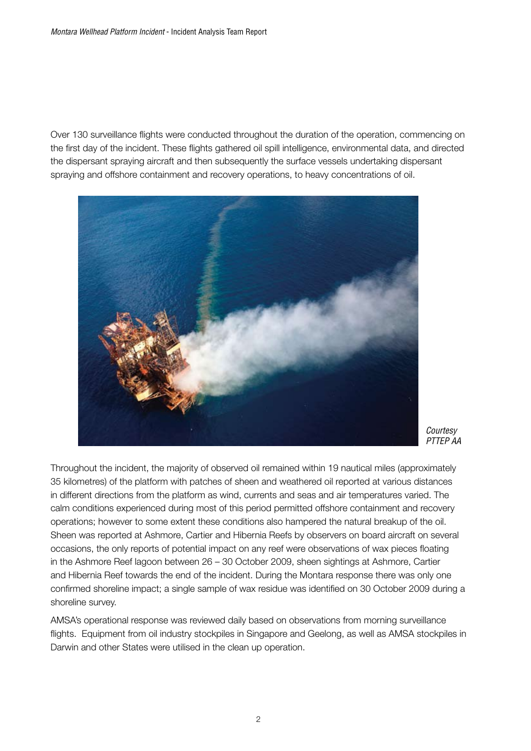Over 130 surveillance flights were conducted throughout the duration of the operation, commencing on the first day of the incident. These flights gathered oil spill intelligence, environmental data, and directed the dispersant spraying aircraft and then subsequently the surface vessels undertaking dispersant spraying and offshore containment and recovery operations, to heavy concentrations of oil.

*Courtesy PTTEP AA*

Throughout the incident, the majority of observed oil remained within 19 nautical miles (approximately 35 kilometres) of the platform with patches of sheen and weathered oil reported at various distances in different directions from the platform as wind, currents and seas and air temperatures varied. The calm conditions experienced during most of this period permitted offshore containment and recovery operations; however to some extent these conditions also hampered the natural breakup of the oil. Sheen was reported at Ashmore, Cartier and Hibernia Reefs by observers on board aircraft on several occasions, the only reports of potential impact on any reef were observations of wax pieces floating in the Ashmore Reef lagoon between 26 – 30 October 2009, sheen sightings at Ashmore, Cartier and Hibernia Reef towards the end of the incident. During the Montara response there was only one confirmed shoreline impact; a single sample of wax residue was identified on 30 October 2009 during a shoreline survey.

AMSA's operational response was reviewed daily based on observations from morning surveillance flights. Equipment from oil industry stockpiles in Singapore and Geelong, as well as AMSA stockpiles in Darwin and other States were utilised in the clean up operation.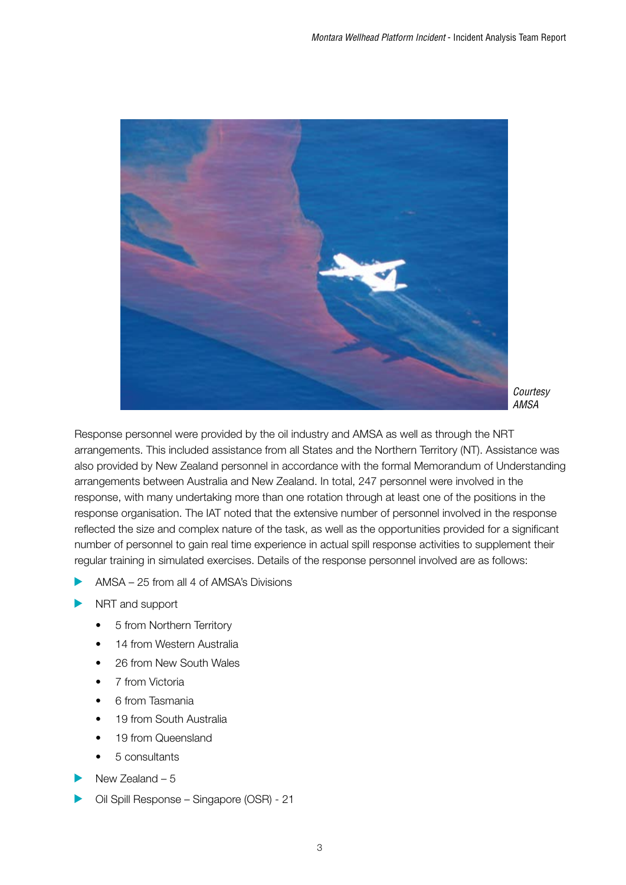Courtesy AMSA

Response personnel were provided by the oil industry and AMSA as well as through the NRT arrangements. This included assistance from all States and the Northern Territory (NT). Assistance was also provided by New Zealand personnel in accordance with the formal Memorandum of Understanding arrangements between Australia and New Zealand. In total, 247 personnel were involved in the response, with many undertaking more than one rotation through at least one of the positions in the response organisation. The IAT noted that the extensive number of personnel involved in the response reflected the size and complex nature of the task, as well as the opportunities provided for a significant number of personnel to gain real time experience in actual spill response activities to supplement their regular training in simulated exercises. Details of the response personnel involved are as follows:

- AMSA – 25 from all 4 of AMSA's Divisions
- NRT and support
  - 5 from Northern Territory
  - 14 from Western Australia
  - 26 from New South Wales
  - 7 from Victoria
  - 6 from Tasmania
  - 19 from South Australia
  - 19 from Queensland
  - 5 consultants
- New Zealand – 5
- Oil Spill Response – Singapore (OSR) - 21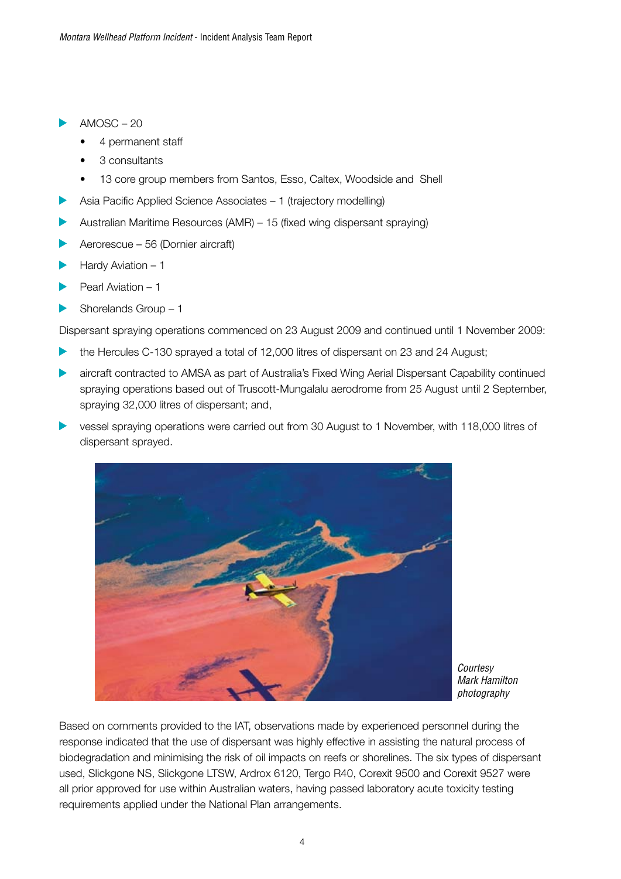- AMOSC – 20
  - 4 permanent staff
  - 3 consultants
  - 13 core group members from Santos, Esso, Caltex, Woodside and Shell
- Asia Pacific Applied Science Associates – 1 (trajectory modelling)
- Australian Maritime Resources (AMR) – 15 (fixed wing dispersant spraying)
- Aerorescue – 56 (Dornier aircraft)
- Hardy Aviation – 1
- Pearl Aviation – 1
- Shorelands Group – 1

Dispersant spraying operations commenced on 23 August 2009 and continued until 1 November 2009:

- the Hercules C-130 sprayed a total of 12,000 litres of dispersant on 23 and 24 August;
- aircraft contracted to AMSA as part of Australia's Fixed Wing Aerial Dispersant Capability continued spraying operations based out of Truscott-Mungalalu aerodrome from 25 August until 2 September, spraying 32,000 litres of dispersant; and,
- vessel spraying operations were carried out from 30 August to 1 November, with 118,000 litres of dispersant sprayed.

*Courtesy Mark Hamilton photography*

Based on comments provided to the IAT, observations made by experienced personnel during the response indicated that the use of dispersant was highly effective in assisting the natural process of biodegradation and minimising the risk of oil impacts on reefs or shorelines. The six types of dispersant used, Slickgone NS, Slickgone LTSW, Ardrox 6120, Tergo R40, Corexit 9500 and Corexit 9527 were all prior approved for use within Australian waters, having passed laboratory acute toxicity testing requirements applied under the National Plan arrangements.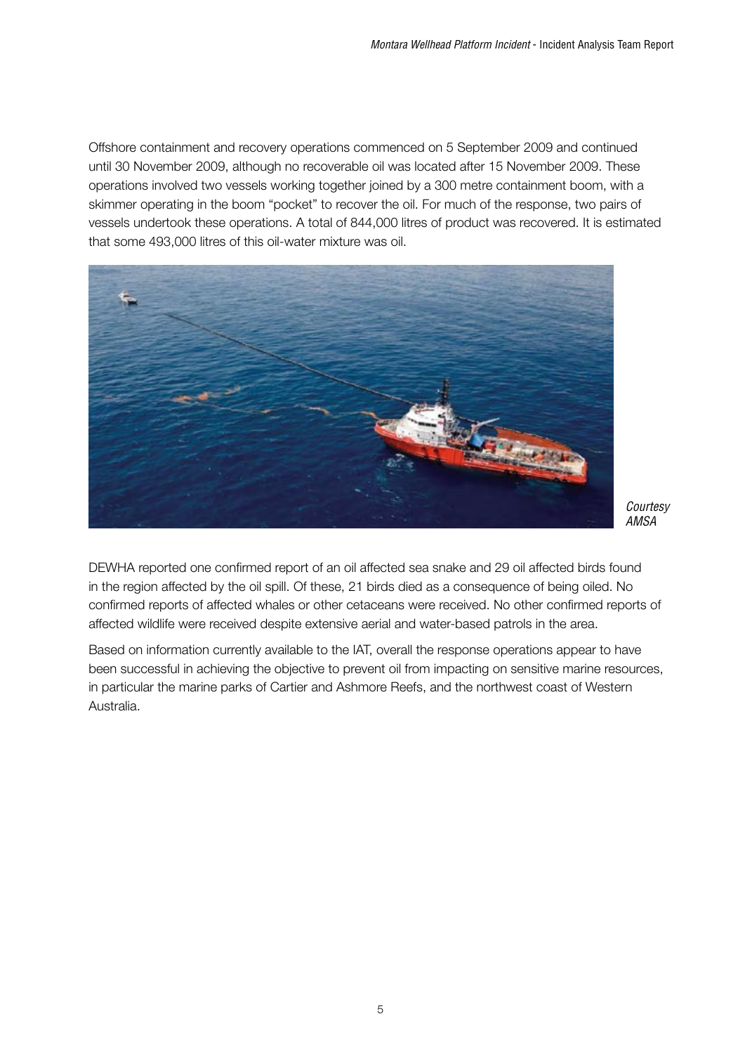Offshore containment and recovery operations commenced on 5 September 2009 and continued until 30 November 2009, although no recoverable oil was located after 15 November 2009. These operations involved two vessels working together joined by a 300 metre containment boom, with a skimmer operating in the boom "pocket" to recover the oil. For much of the response, two pairs of vessels undertook these operations. A total of 844,000 litres of product was recovered. It is estimated that some 493,000 litres of this oil-water mixture was oil.

*Courtesy AMSA*

DEWHA reported one confirmed report of an oil affected sea snake and 29 oil affected birds found in the region affected by the oil spill. Of these, 21 birds died as a consequence of being oiled. No confirmed reports of affected whales or other cetaceans were received. No other confirmed reports of affected wildlife were received despite extensive aerial and water-based patrols in the area.

Based on information currently available to the IAT, overall the response operations appear to have been successful in achieving the objective to prevent oil from impacting on sensitive marine resources, in particular the marine parks of Cartier and Ashmore Reefs, and the northwest coast of Western Australia.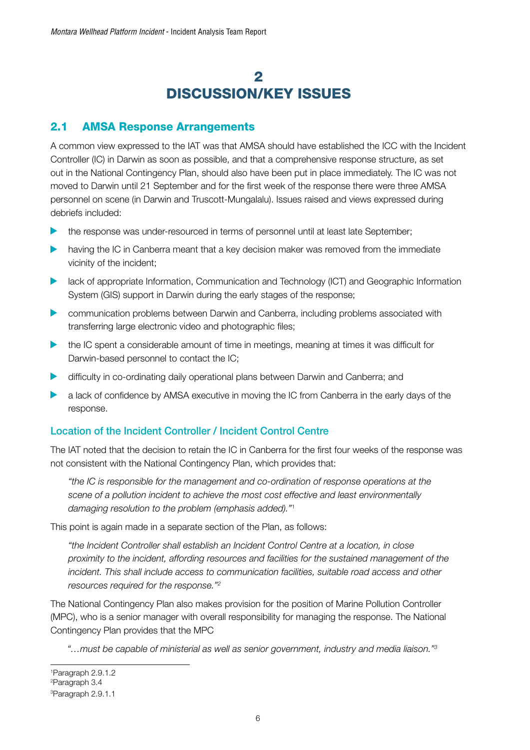# 2 DISCUSSION/KEY ISSUES

## 2.1 AMSA Response Arrangements

A common view expressed to the IAT was that AMSA should have established the ICC with the Incident Controller (IC) in Darwin as soon as possible, and that a comprehensive response structure, as set out in the National Contingency Plan, should also have been put in place immediately. The IC was not moved to Darwin until 21 September and for the first week of the response there were three AMSA personnel on scene (in Darwin and Truscott-Mungalalu). Issues raised and views expressed during debriefs included:

- the response was under-resourced in terms of personnel until at least late September;
- having the IC in Canberra meant that a key decision maker was removed from the immediate vicinity of the incident;
- lack of appropriate Information, Communication and Technology (ICT) and Geographic Information System (GIS) support in Darwin during the early stages of the response;
- communication problems between Darwin and Canberra, including problems associated with transferring large electronic video and photographic files;
- the IC spent a considerable amount of time in meetings, meaning at times it was difficult for Darwin-based personnel to contact the IC;
- difficulty in co-ordinating daily operational plans between Darwin and Canberra; and
- a lack of confidence by AMSA executive in moving the IC from Canberra in the early days of the response.

### Location of the Incident Controller / Incident Control Centre

The IAT noted that the decision to retain the IC in Canberra for the first four weeks of the response was not consistent with the National Contingency Plan, which provides that:

> *"the IC is responsible for the management and co-ordination of response operations at the scene of a pollution incident to achieve the most cost effective and least environmentally damaging resolution to the problem (emphasis added)."*[1]

This point is again made in a separate section of the Plan, as follows:

> *"the Incident Controller shall establish an Incident Control Centre at a location, in close proximity to the incident, affording resources and facilities for the sustained management of the incident. This shall include access to communication facilities, suitable road access and other resources required for the response."*[2]

The National Contingency Plan also makes provision for the position of Marine Pollution Controller (MPC), who is a senior manager with overall responsibility for managing the response. The National Contingency Plan provides that the MPC

> *"…must be capable of ministerial as well as senior government, industry and media liaison."*[3]

---

[1] Paragraph 2.9.1.2

[2] Paragraph 3.4

[3] Paragraph 2.9.1.1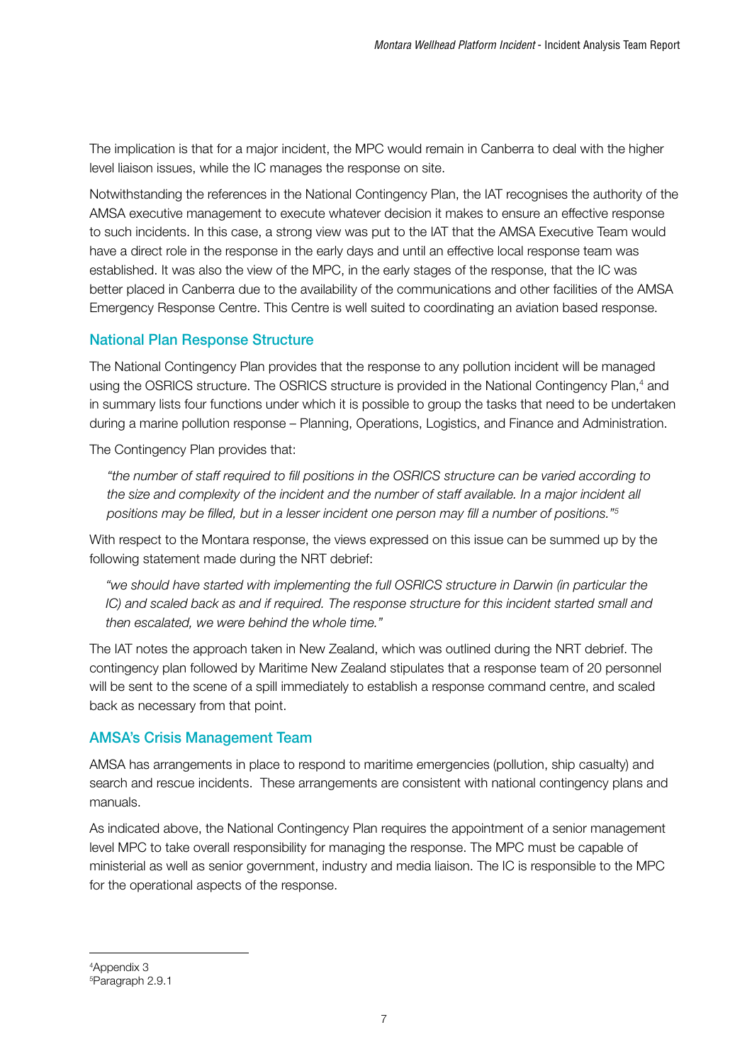The implication is that for a major incident, the MPC would remain in Canberra to deal with the higher level liaison issues, while the IC manages the response on site.

Notwithstanding the references in the National Contingency Plan, the IAT recognises the authority of the AMSA executive management to execute whatever decision it makes to ensure an effective response to such incidents. In this case, a strong view was put to the IAT that the AMSA Executive Team would have a direct role in the response in the early days and until an effective local response team was established. It was also the view of the MPC, in the early stages of the response, that the IC was better placed in Canberra due to the availability of the communications and other facilities of the AMSA Emergency Response Centre. This Centre is well suited to coordinating an aviation based response.

## National Plan Response Structure

The National Contingency Plan provides that the response to any pollution incident will be managed using the OSRICS structure. The OSRICS structure is provided in the National Contingency Plan,[4] and in summary lists four functions under which it is possible to group the tasks that need to be undertaken during a marine pollution response – Planning, Operations, Logistics, and Finance and Administration.

The Contingency Plan provides that:

> *"the number of staff required to fill positions in the OSRICS structure can be varied according to the size and complexity of the incident and the number of staff available. In a major incident all positions may be filled, but in a lesser incident one person may fill a number of positions."*[5]

With respect to the Montara response, the views expressed on this issue can be summed up by the following statement made during the NRT debrief:

> *"we should have started with implementing the full OSRICS structure in Darwin (in particular the IC) and scaled back as and if required. The response structure for this incident started small and then escalated, we were behind the whole time."*

The IAT notes the approach taken in New Zealand, which was outlined during the NRT debrief. The contingency plan followed by Maritime New Zealand stipulates that a response team of 20 personnel will be sent to the scene of a spill immediately to establish a response command centre, and scaled back as necessary from that point.

## AMSA's Crisis Management Team

AMSA has arrangements in place to respond to maritime emergencies (pollution, ship casualty) and search and rescue incidents. These arrangements are consistent with national contingency plans and manuals.

As indicated above, the National Contingency Plan requires the appointment of a senior management level MPC to take overall responsibility for managing the response. The MPC must be capable of ministerial as well as senior government, industry and media liaison. The IC is responsible to the MPC for the operational aspects of the response.

---

[4] Appendix 3

[5] Paragraph 2.9.1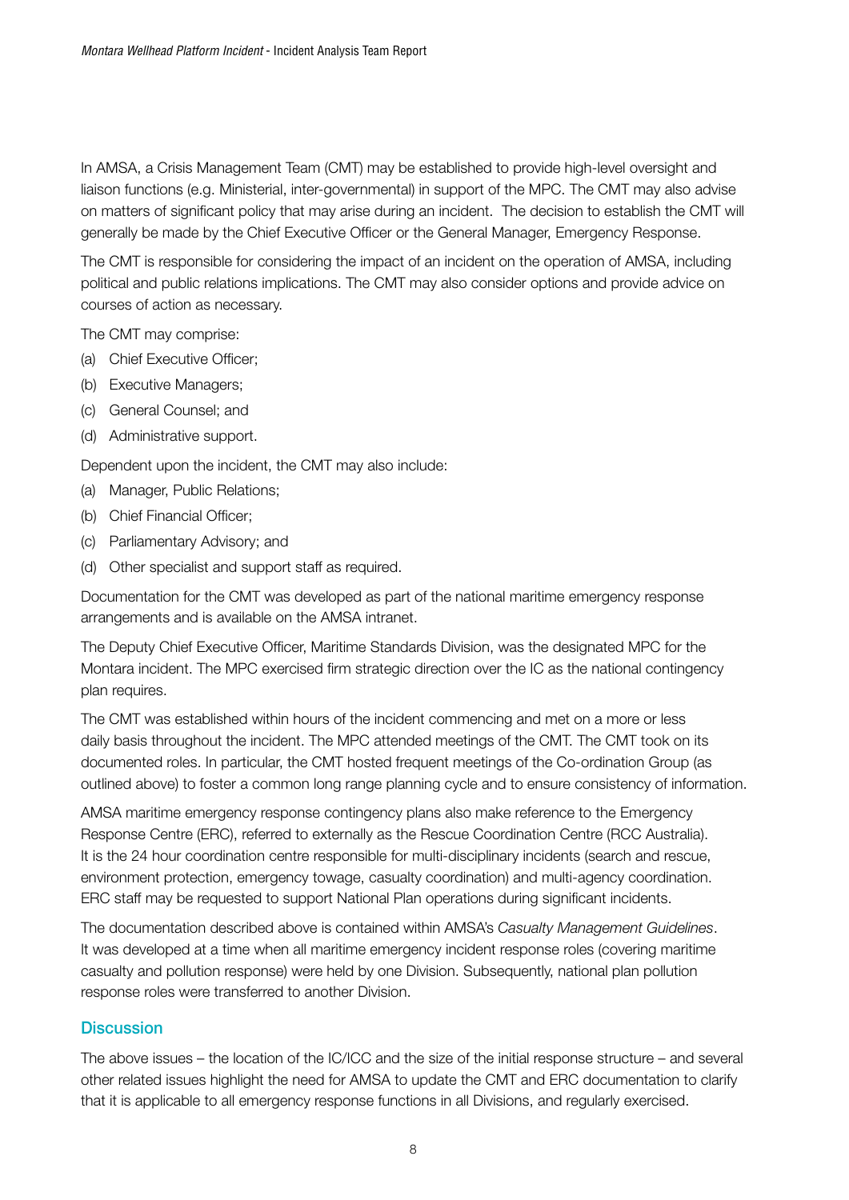In AMSA, a Crisis Management Team (CMT) may be established to provide high-level oversight and liaison functions (e.g. Ministerial, inter-governmental) in support of the MPC. The CMT may also advise on matters of significant policy that may arise during an incident. The decision to establish the CMT will generally be made by the Chief Executive Officer or the General Manager, Emergency Response.

The CMT is responsible for considering the impact of an incident on the operation of AMSA, including political and public relations implications. The CMT may also consider options and provide advice on courses of action as necessary.

The CMT may comprise:

(a) Chief Executive Officer;
(b) Executive Managers;
(c) General Counsel; and
(d) Administrative support.

Dependent upon the incident, the CMT may also include:

(a) Manager, Public Relations;
(b) Chief Financial Officer;
(c) Parliamentary Advisory; and
(d) Other specialist and support staff as required.

Documentation for the CMT was developed as part of the national maritime emergency response arrangements and is available on the AMSA intranet.

The Deputy Chief Executive Officer, Maritime Standards Division, was the designated MPC for the Montara incident. The MPC exercised firm strategic direction over the IC as the national contingency plan requires.

The CMT was established within hours of the incident commencing and met on a more or less daily basis throughout the incident. The MPC attended meetings of the CMT. The CMT took on its documented roles. In particular, the CMT hosted frequent meetings of the Co-ordination Group (as outlined above) to foster a common long range planning cycle and to ensure consistency of information.

AMSA maritime emergency response contingency plans also make reference to the Emergency Response Centre (ERC), referred to externally as the Rescue Coordination Centre (RCC Australia). It is the 24 hour coordination centre responsible for multi-disciplinary incidents (search and rescue, environment protection, emergency towage, casualty coordination) and multi-agency coordination. ERC staff may be requested to support National Plan operations during significant incidents.

The documentation described above is contained within AMSA's *Casualty Management Guidelines*. It was developed at a time when all maritime emergency incident response roles (covering maritime casualty and pollution response) were held by one Division. Subsequently, national plan pollution response roles were transferred to another Division.

## Discussion

The above issues – the location of the IC/ICC and the size of the initial response structure – and several other related issues highlight the need for AMSA to update the CMT and ERC documentation to clarify that it is applicable to all emergency response functions in all Divisions, and regularly exercised.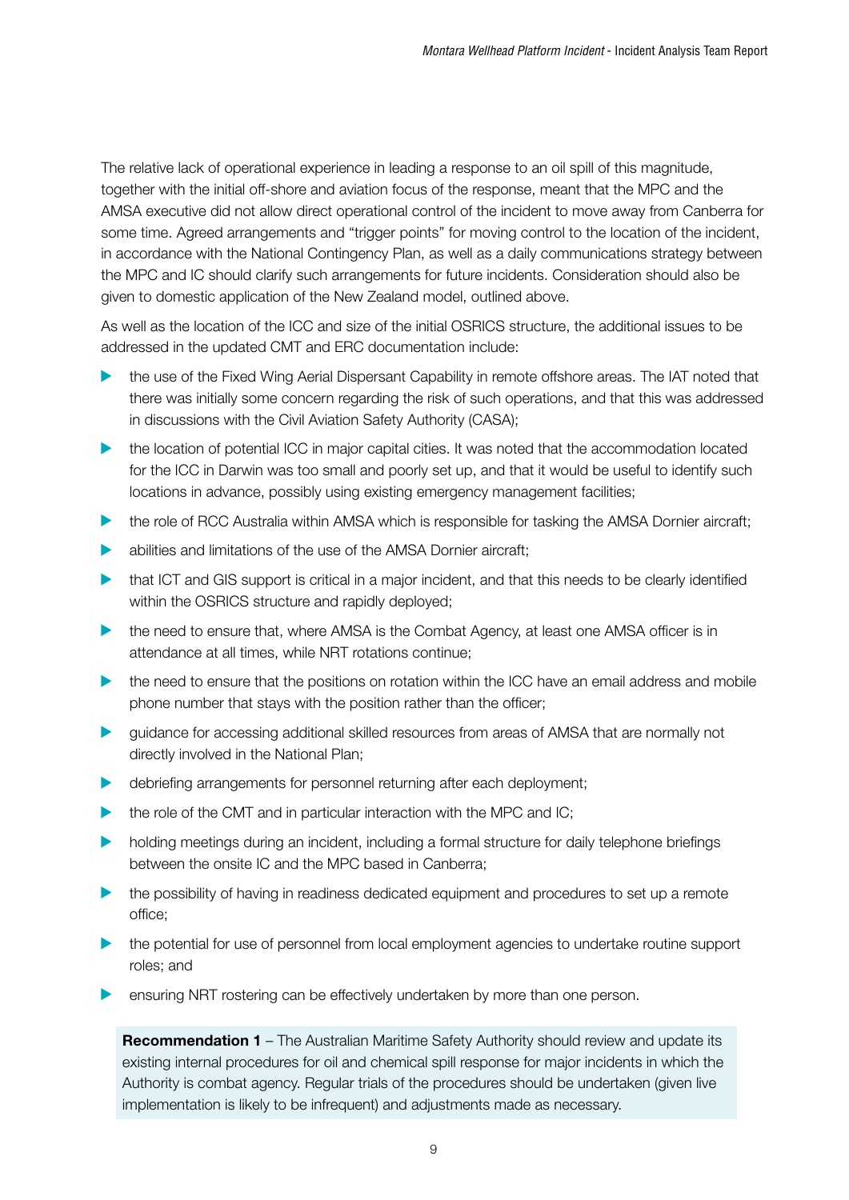The relative lack of operational experience in leading a response to an oil spill of this magnitude, together with the initial off-shore and aviation focus of the response, meant that the MPC and the AMSA executive did not allow direct operational control of the incident to move away from Canberra for some time. Agreed arrangements and "trigger points" for moving control to the location of the incident, in accordance with the National Contingency Plan, as well as a daily communications strategy between the MPC and IC should clarify such arrangements for future incidents. Consideration should also be given to domestic application of the New Zealand model, outlined above.

As well as the location of the ICC and size of the initial OSRICS structure, the additional issues to be addressed in the updated CMT and ERC documentation include:

- the use of the Fixed Wing Aerial Dispersant Capability in remote offshore areas. The IAT noted that there was initially some concern regarding the risk of such operations, and that this was addressed in discussions with the Civil Aviation Safety Authority (CASA);
- the location of potential ICC in major capital cities. It was noted that the accommodation located for the ICC in Darwin was too small and poorly set up, and that it would be useful to identify such locations in advance, possibly using existing emergency management facilities;
- the role of RCC Australia within AMSA which is responsible for tasking the AMSA Dornier aircraft;
- abilities and limitations of the use of the AMSA Dornier aircraft;
- that ICT and GIS support is critical in a major incident, and that this needs to be clearly identified within the OSRICS structure and rapidly deployed;
- the need to ensure that, where AMSA is the Combat Agency, at least one AMSA officer is in attendance at all times, while NRT rotations continue;
- the need to ensure that the positions on rotation within the ICC have an email address and mobile phone number that stays with the position rather than the officer;
- guidance for accessing additional skilled resources from areas of AMSA that are normally not directly involved in the National Plan;
- debriefing arrangements for personnel returning after each deployment;
- the role of the CMT and in particular interaction with the MPC and IC;
- holding meetings during an incident, including a formal structure for daily telephone briefings between the onsite IC and the MPC based in Canberra;
- the possibility of having in readiness dedicated equipment and procedures to set up a remote office;
- the potential for use of personnel from local employment agencies to undertake routine support roles; and
- ensuring NRT rostering can be effectively undertaken by more than one person.

**Recommendation 1** – The Australian Maritime Safety Authority should review and update its existing internal procedures for oil and chemical spill response for major incidents in which the Authority is combat agency. Regular trials of the procedures should be undertaken (given live implementation is likely to be infrequent) and adjustments made as necessary.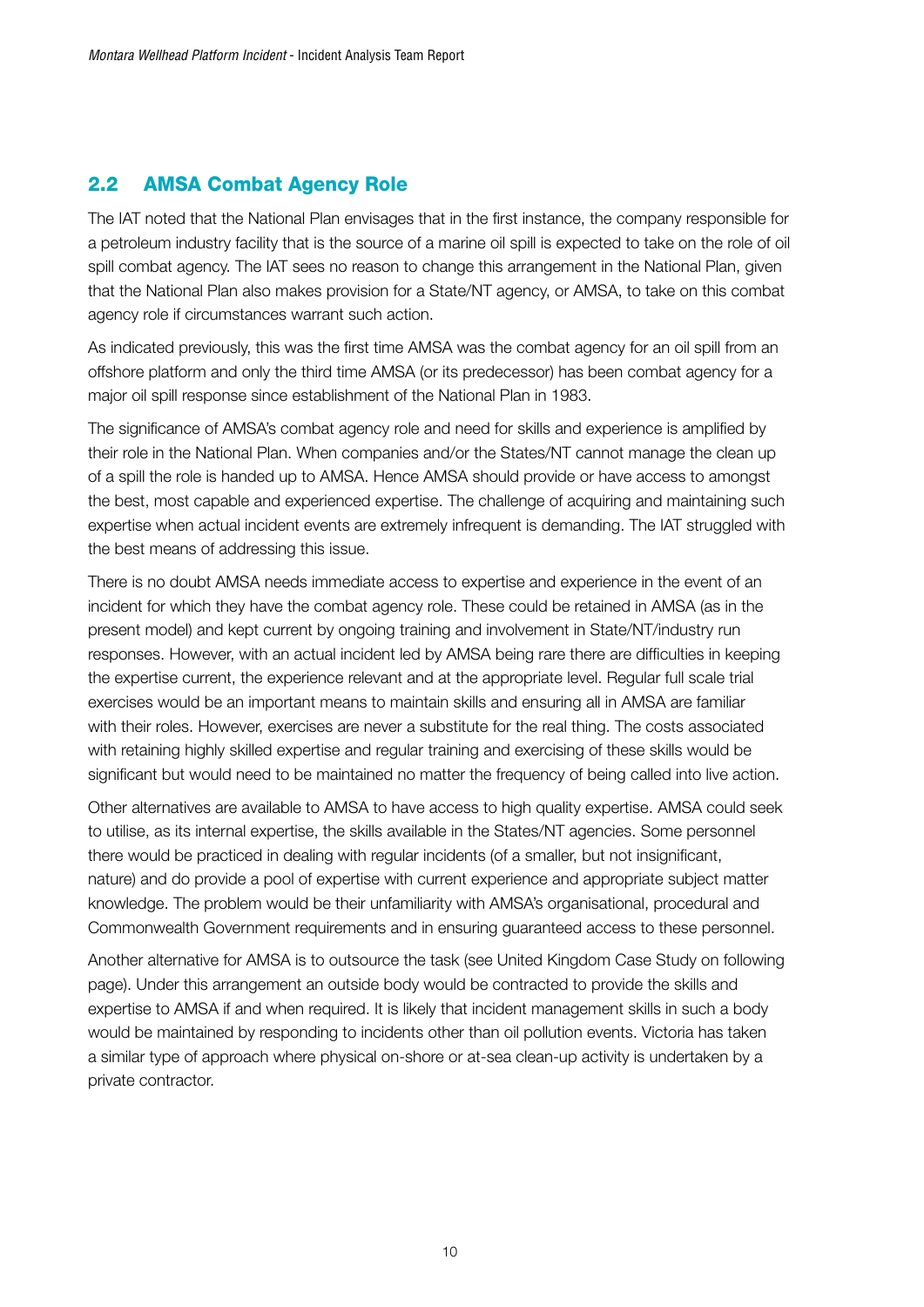## 2.2 AMSA Combat Agency Role

The IAT noted that the National Plan envisages that in the first instance, the company responsible for a petroleum industry facility that is the source of a marine oil spill is expected to take on the role of oil spill combat agency. The IAT sees no reason to change this arrangement in the National Plan, given that the National Plan also makes provision for a State/NT agency, or AMSA, to take on this combat agency role if circumstances warrant such action.

As indicated previously, this was the first time AMSA was the combat agency for an oil spill from an offshore platform and only the third time AMSA (or its predecessor) has been combat agency for a major oil spill response since establishment of the National Plan in 1983.

The significance of AMSA's combat agency role and need for skills and experience is amplified by their role in the National Plan. When companies and/or the States/NT cannot manage the clean up of a spill the role is handed up to AMSA. Hence AMSA should provide or have access to amongst the best, most capable and experienced expertise. The challenge of acquiring and maintaining such expertise when actual incident events are extremely infrequent is demanding. The IAT struggled with the best means of addressing this issue.

There is no doubt AMSA needs immediate access to expertise and experience in the event of an incident for which they have the combat agency role. These could be retained in AMSA (as in the present model) and kept current by ongoing training and involvement in State/NT/industry run responses. However, with an actual incident led by AMSA being rare there are difficulties in keeping the expertise current, the experience relevant and at the appropriate level. Regular full scale trial exercises would be an important means to maintain skills and ensuring all in AMSA are familiar with their roles. However, exercises are never a substitute for the real thing. The costs associated with retaining highly skilled expertise and regular training and exercising of these skills would be significant but would need to be maintained no matter the frequency of being called into live action.

Other alternatives are available to AMSA to have access to high quality expertise. AMSA could seek to utilise, as its internal expertise, the skills available in the States/NT agencies. Some personnel there would be practiced in dealing with regular incidents (of a smaller, but not insignificant, nature) and do provide a pool of expertise with current experience and appropriate subject matter knowledge. The problem would be their unfamiliarity with AMSA's organisational, procedural and Commonwealth Government requirements and in ensuring guaranteed access to these personnel.

Another alternative for AMSA is to outsource the task (see United Kingdom Case Study on following page). Under this arrangement an outside body would be contracted to provide the skills and expertise to AMSA if and when required. It is likely that incident management skills in such a body would be maintained by responding to incidents other than oil pollution events. Victoria has taken a similar type of approach where physical on-shore or at-sea clean-up activity is undertaken by a private contractor.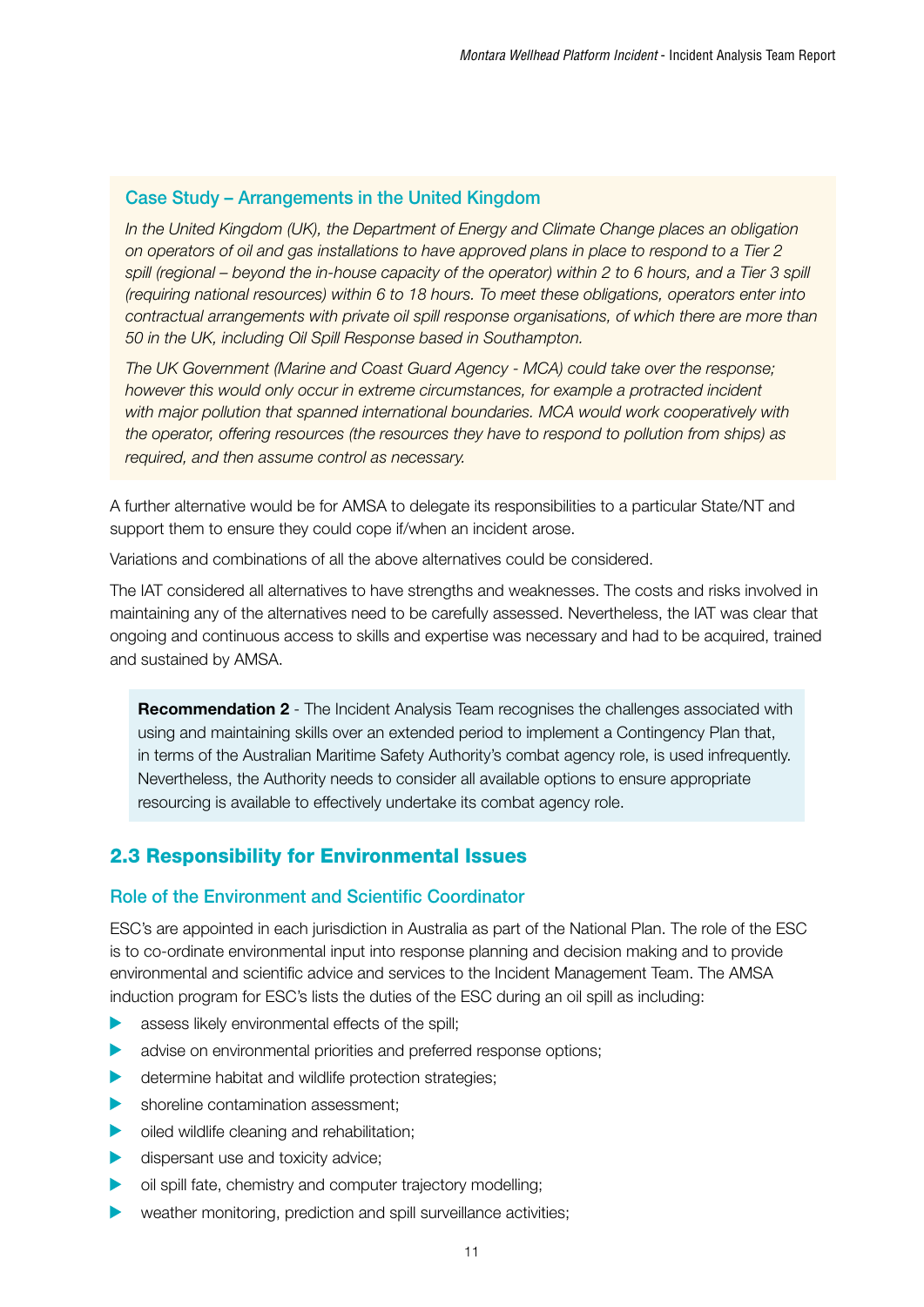### Case Study – Arrangements in the United Kingdom

*In the United Kingdom (UK), the Department of Energy and Climate Change places an obligation on operators of oil and gas installations to have approved plans in place to respond to a Tier 2 spill (regional – beyond the in-house capacity of the operator) within 2 to 6 hours, and a Tier 3 spill (requiring national resources) within 6 to 18 hours. To meet these obligations, operators enter into contractual arrangements with private oil spill response organisations, of which there are more than 50 in the UK, including Oil Spill Response based in Southampton.*

*The UK Government (Marine and Coast Guard Agency - MCA) could take over the response; however this would only occur in extreme circumstances, for example a protracted incident with major pollution that spanned international boundaries. MCA would work cooperatively with the operator, offering resources (the resources they have to respond to pollution from ships) as required, and then assume control as necessary.*

A further alternative would be for AMSA to delegate its responsibilities to a particular State/NT and support them to ensure they could cope if/when an incident arose.

Variations and combinations of all the above alternatives could be considered.

The IAT considered all alternatives to have strengths and weaknesses. The costs and risks involved in maintaining any of the alternatives need to be carefully assessed. Nevertheless, the IAT was clear that ongoing and continuous access to skills and expertise was necessary and had to be acquired, trained and sustained by AMSA.

**Recommendation 2** - The Incident Analysis Team recognises the challenges associated with using and maintaining skills over an extended period to implement a Contingency Plan that, in terms of the Australian Maritime Safety Authority's combat agency role, is used infrequently. Nevertheless, the Authority needs to consider all available options to ensure appropriate resourcing is available to effectively undertake its combat agency role.

## 2.3 Responsibility for Environmental Issues

### Role of the Environment and Scientific Coordinator

ESC's are appointed in each jurisdiction in Australia as part of the National Plan. The role of the ESC is to co-ordinate environmental input into response planning and decision making and to provide environmental and scientific advice and services to the Incident Management Team. The AMSA induction program for ESC's lists the duties of the ESC during an oil spill as including:

- assess likely environmental effects of the spill;
- advise on environmental priorities and preferred response options;
- determine habitat and wildlife protection strategies;
- shoreline contamination assessment;
- oiled wildlife cleaning and rehabilitation;
- dispersant use and toxicity advice;
- oil spill fate, chemistry and computer trajectory modelling;
- weather monitoring, prediction and spill surveillance activities;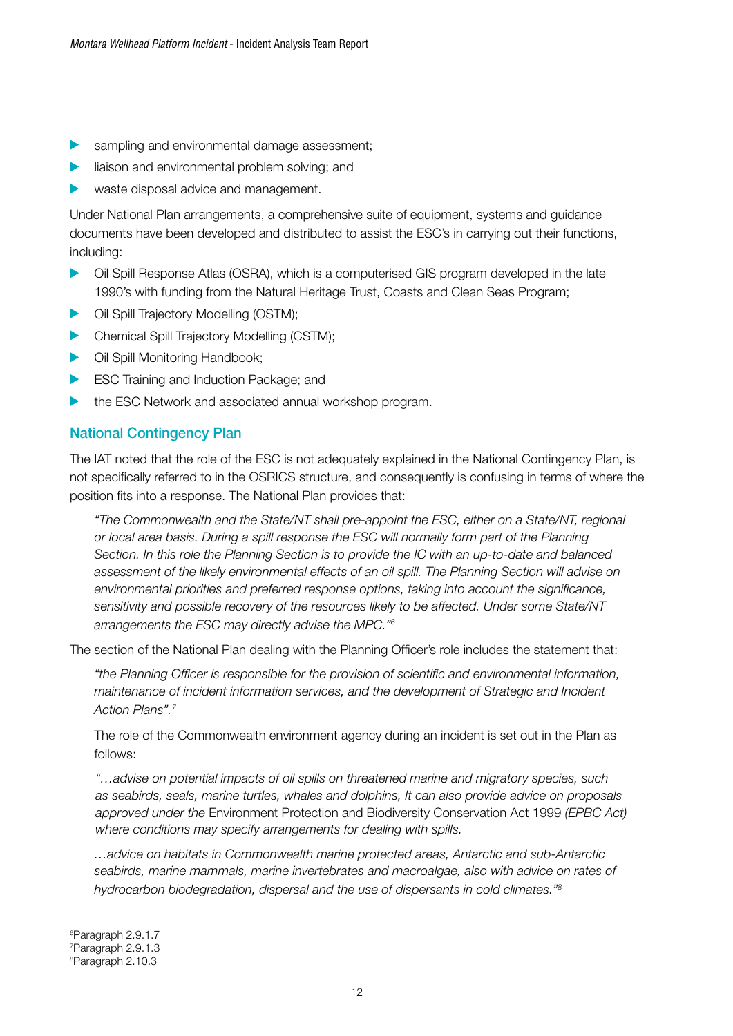- sampling and environmental damage assessment;
- liaison and environmental problem solving; and
- waste disposal advice and management.

Under National Plan arrangements, a comprehensive suite of equipment, systems and guidance documents have been developed and distributed to assist the ESC's in carrying out their functions, including:

- Oil Spill Response Atlas (OSRA), which is a computerised GIS program developed in the late 1990's with funding from the Natural Heritage Trust, Coasts and Clean Seas Program;
- Oil Spill Trajectory Modelling (OSTM);
- Chemical Spill Trajectory Modelling (CSTM);
- Oil Spill Monitoring Handbook;
- ESC Training and Induction Package; and
- the ESC Network and associated annual workshop program.

## National Contingency Plan

The IAT noted that the role of the ESC is not adequately explained in the National Contingency Plan, is not specifically referred to in the OSRICS structure, and consequently is confusing in terms of where the position fits into a response. The National Plan provides that:

> *"The Commonwealth and the State/NT shall pre-appoint the ESC, either on a State/NT, regional or local area basis. During a spill response the ESC will normally form part of the Planning Section. In this role the Planning Section is to provide the IC with an up-to-date and balanced assessment of the likely environmental effects of an oil spill. The Planning Section will advise on environmental priorities and preferred response options, taking into account the significance, sensitivity and possible recovery of the resources likely to be affected. Under some State/NT arrangements the ESC may directly advise the MPC."*[6]

The section of the National Plan dealing with the Planning Officer's role includes the statement that:

> *"the Planning Officer is responsible for the provision of scientific and environmental information, maintenance of incident information services, and the development of Strategic and Incident Action Plans".*[7]

The role of the Commonwealth environment agency during an incident is set out in the Plan as follows:

> *"…advise on potential impacts of oil spills on threatened marine and migratory species, such as seabirds, seals, marine turtles, whales and dolphins, It can also provide advice on proposals approved under the* Environment Protection and Biodiversity Conservation Act 1999 *(EPBC Act) where conditions may specify arrangements for dealing with spills.*
>
> *…advice on habitats in Commonwealth marine protected areas, Antarctic and sub-Antarctic seabirds, marine mammals, marine invertebrates and macroalgae, also with advice on rates of hydrocarbon biodegradation, dispersal and the use of dispersants in cold climates."*[8]

---

[6] Paragraph 2.9.1.7
[7] Paragraph 2.9.1.3
[8] Paragraph 2.10.3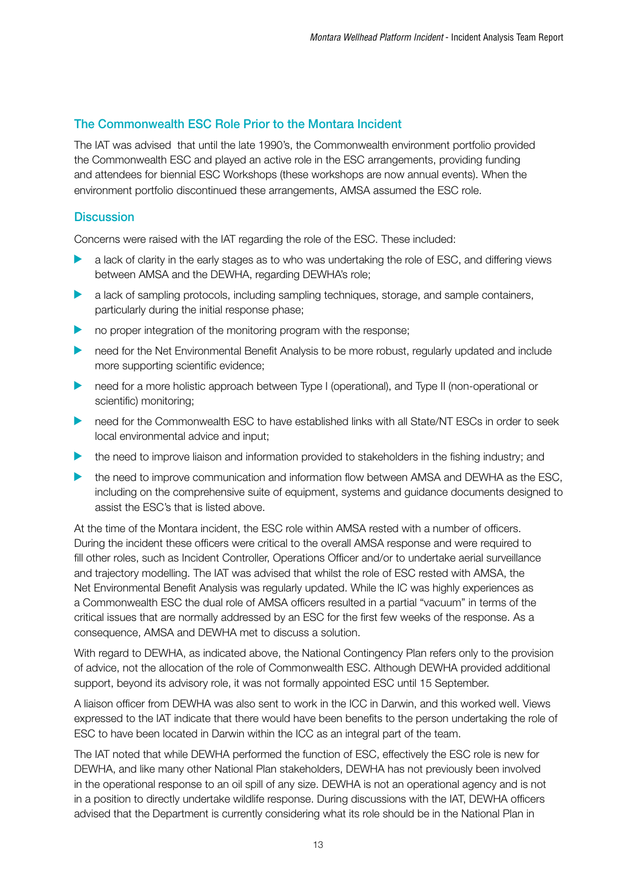## The Commonwealth ESC Role Prior to the Montara Incident

The IAT was advised  that until the late 1990's, the Commonwealth environment portfolio provided the Commonwealth ESC and played an active role in the ESC arrangements, providing funding and attendees for biennial ESC Workshops (these workshops are now annual events). When the environment portfolio discontinued these arrangements, AMSA assumed the ESC role.

## Discussion

Concerns were raised with the IAT regarding the role of the ESC. These included:

- a lack of clarity in the early stages as to who was undertaking the role of ESC, and differing views between AMSA and the DEWHA, regarding DEWHA's role;
- a lack of sampling protocols, including sampling techniques, storage, and sample containers, particularly during the initial response phase;
- no proper integration of the monitoring program with the response;
- need for the Net Environmental Benefit Analysis to be more robust, regularly updated and include more supporting scientific evidence;
- need for a more holistic approach between Type I (operational), and Type II (non-operational or scientific) monitoring;
- need for the Commonwealth ESC to have established links with all State/NT ESCs in order to seek local environmental advice and input;
- the need to improve liaison and information provided to stakeholders in the fishing industry; and
- the need to improve communication and information flow between AMSA and DEWHA as the ESC, including on the comprehensive suite of equipment, systems and guidance documents designed to assist the ESC's that is listed above.

At the time of the Montara incident, the ESC role within AMSA rested with a number of officers. During the incident these officers were critical to the overall AMSA response and were required to fill other roles, such as Incident Controller, Operations Officer and/or to undertake aerial surveillance and trajectory modelling. The IAT was advised that whilst the role of ESC rested with AMSA, the Net Environmental Benefit Analysis was regularly updated. While the IC was highly experiences as a Commonwealth ESC the dual role of AMSA officers resulted in a partial "vacuum" in terms of the critical issues that are normally addressed by an ESC for the first few weeks of the response. As a consequence, AMSA and DEWHA met to discuss a solution.

With regard to DEWHA, as indicated above, the National Contingency Plan refers only to the provision of advice, not the allocation of the role of Commonwealth ESC. Although DEWHA provided additional support, beyond its advisory role, it was not formally appointed ESC until 15 September.

A liaison officer from DEWHA was also sent to work in the ICC in Darwin, and this worked well. Views expressed to the IAT indicate that there would have been benefits to the person undertaking the role of ESC to have been located in Darwin within the ICC as an integral part of the team.

The IAT noted that while DEWHA performed the function of ESC, effectively the ESC role is new for DEWHA, and like many other National Plan stakeholders, DEWHA has not previously been involved in the operational response to an oil spill of any size. DEWHA is not an operational agency and is not in a position to directly undertake wildlife response. During discussions with the IAT, DEWHA officers advised that the Department is currently considering what its role should be in the National Plan in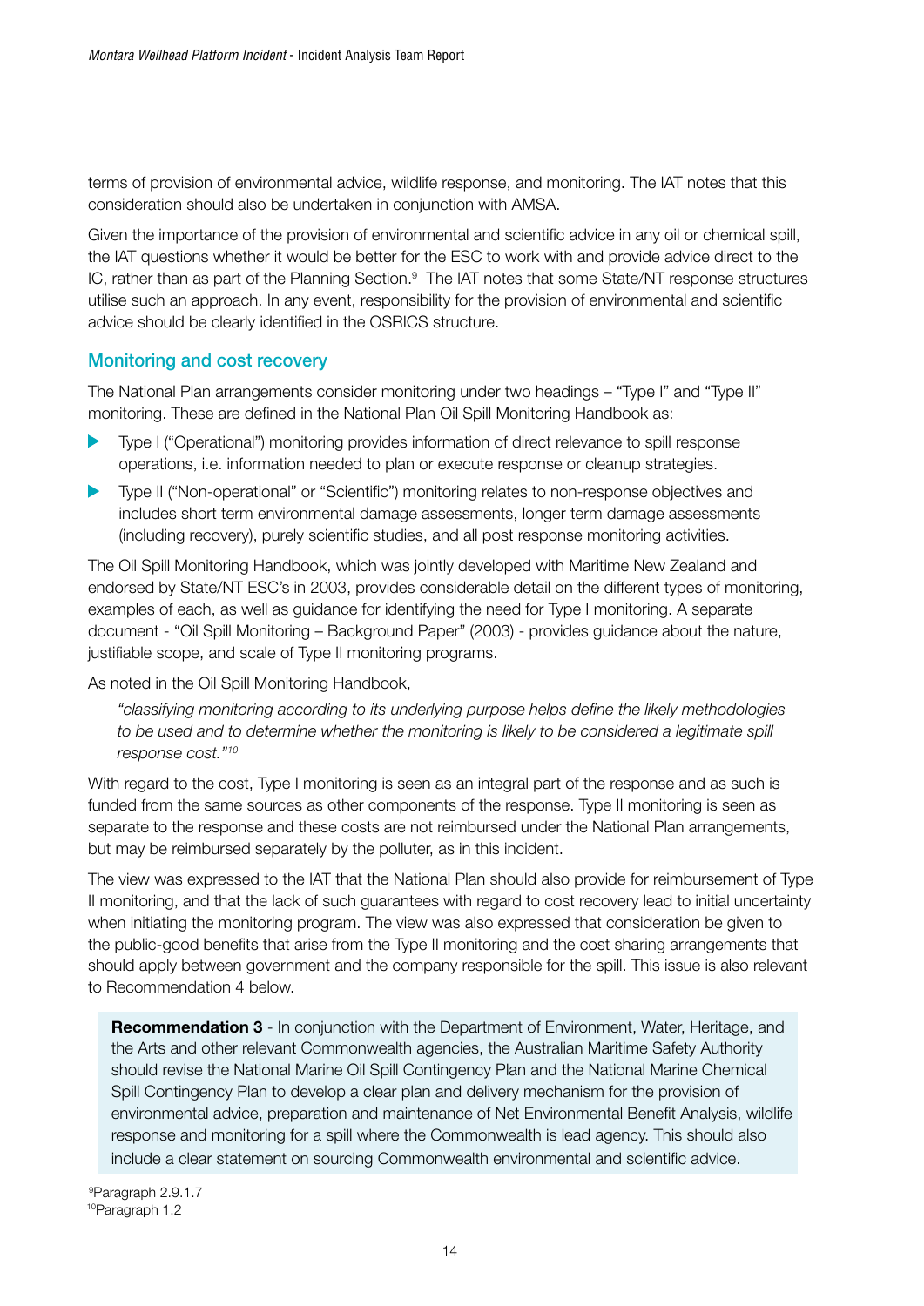terms of provision of environmental advice, wildlife response, and monitoring. The IAT notes that this consideration should also be undertaken in conjunction with AMSA.

Given the importance of the provision of environmental and scientific advice in any oil or chemical spill, the IAT questions whether it would be better for the ESC to work with and provide advice direct to the IC, rather than as part of the Planning Section.[9] The IAT notes that some State/NT response structures utilise such an approach. In any event, responsibility for the provision of environmental and scientific advice should be clearly identified in the OSRICS structure.

## Monitoring and cost recovery

The National Plan arrangements consider monitoring under two headings – "Type I" and "Type II" monitoring. These are defined in the National Plan Oil Spill Monitoring Handbook as:

- Type I ("Operational") monitoring provides information of direct relevance to spill response operations, i.e. information needed to plan or execute response or cleanup strategies.
- Type II ("Non-operational" or "Scientific") monitoring relates to non-response objectives and includes short term environmental damage assessments, longer term damage assessments (including recovery), purely scientific studies, and all post response monitoring activities.

The Oil Spill Monitoring Handbook, which was jointly developed with Maritime New Zealand and endorsed by State/NT ESC's in 2003, provides considerable detail on the different types of monitoring, examples of each, as well as guidance for identifying the need for Type I monitoring. A separate document - "Oil Spill Monitoring – Background Paper" (2003) - provides guidance about the nature, justifiable scope, and scale of Type II monitoring programs.

As noted in the Oil Spill Monitoring Handbook,

> *"classifying monitoring according to its underlying purpose helps define the likely methodologies to be used and to determine whether the monitoring is likely to be considered a legitimate spill response cost."*[10]

With regard to the cost, Type I monitoring is seen as an integral part of the response and as such is funded from the same sources as other components of the response. Type II monitoring is seen as separate to the response and these costs are not reimbursed under the National Plan arrangements, but may be reimbursed separately by the polluter, as in this incident.

The view was expressed to the IAT that the National Plan should also provide for reimbursement of Type II monitoring, and that the lack of such guarantees with regard to cost recovery lead to initial uncertainty when initiating the monitoring program. The view was also expressed that consideration be given to the public-good benefits that arise from the Type II monitoring and the cost sharing arrangements that should apply between government and the company responsible for the spill. This issue is also relevant to Recommendation 4 below.

> **Recommendation 3** - In conjunction with the Department of Environment, Water, Heritage, and the Arts and other relevant Commonwealth agencies, the Australian Maritime Safety Authority should revise the National Marine Oil Spill Contingency Plan and the National Marine Chemical Spill Contingency Plan to develop a clear plan and delivery mechanism for the provision of environmental advice, preparation and maintenance of Net Environmental Benefit Analysis, wildlife response and monitoring for a spill where the Commonwealth is lead agency. This should also include a clear statement on sourcing Commonwealth environmental and scientific advice.

[9] Paragraph 2.9.1.7

[10] Paragraph 1.2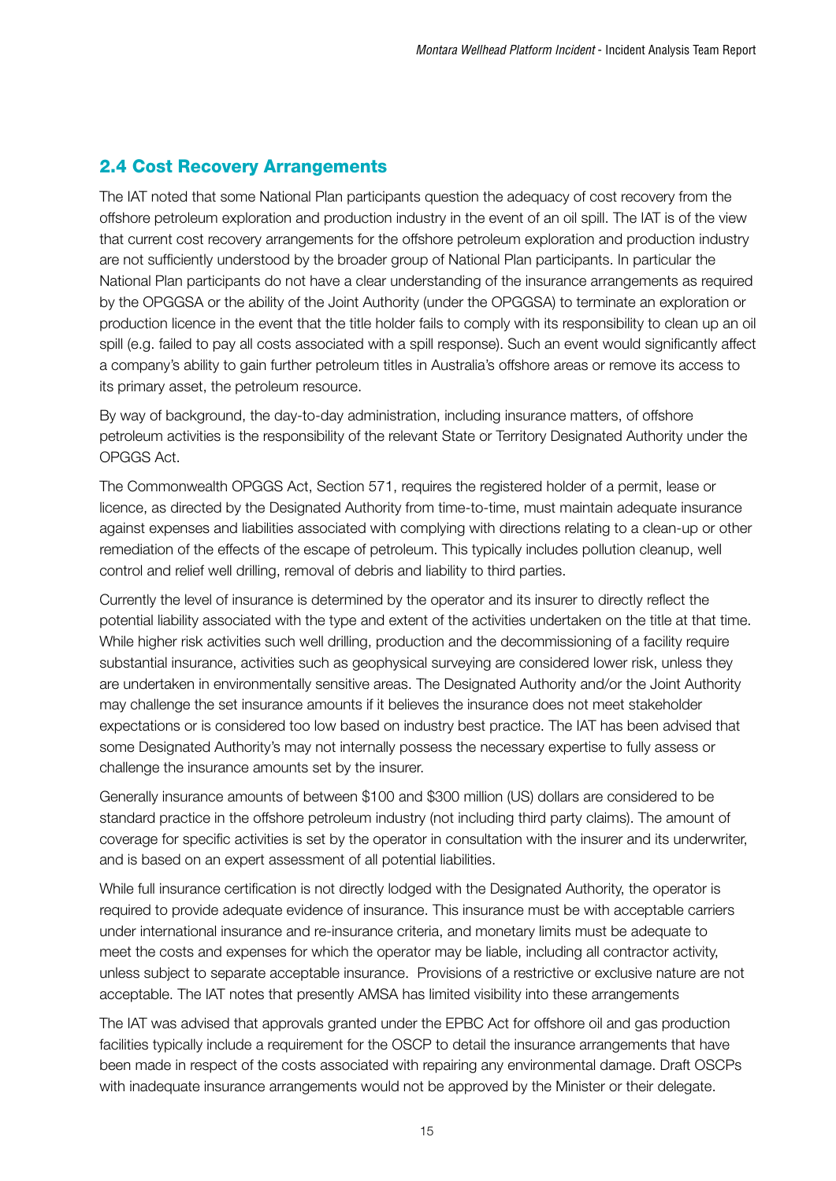## 2.4 Cost Recovery Arrangements

The IAT noted that some National Plan participants question the adequacy of cost recovery from the offshore petroleum exploration and production industry in the event of an oil spill. The IAT is of the view that current cost recovery arrangements for the offshore petroleum exploration and production industry are not sufficiently understood by the broader group of National Plan participants. In particular the National Plan participants do not have a clear understanding of the insurance arrangements as required by the OPGGSA or the ability of the Joint Authority (under the OPGGSA) to terminate an exploration or production licence in the event that the title holder fails to comply with its responsibility to clean up an oil spill (e.g. failed to pay all costs associated with a spill response). Such an event would significantly affect a company's ability to gain further petroleum titles in Australia's offshore areas or remove its access to its primary asset, the petroleum resource.

By way of background, the day-to-day administration, including insurance matters, of offshore petroleum activities is the responsibility of the relevant State or Territory Designated Authority under the OPGGS Act.

The Commonwealth OPGGS Act, Section 571, requires the registered holder of a permit, lease or licence, as directed by the Designated Authority from time-to-time, must maintain adequate insurance against expenses and liabilities associated with complying with directions relating to a clean-up or other remediation of the effects of the escape of petroleum. This typically includes pollution cleanup, well control and relief well drilling, removal of debris and liability to third parties.

Currently the level of insurance is determined by the operator and its insurer to directly reflect the potential liability associated with the type and extent of the activities undertaken on the title at that time. While higher risk activities such well drilling, production and the decommissioning of a facility require substantial insurance, activities such as geophysical surveying are considered lower risk, unless they are undertaken in environmentally sensitive areas. The Designated Authority and/or the Joint Authority may challenge the set insurance amounts if it believes the insurance does not meet stakeholder expectations or is considered too low based on industry best practice. The IAT has been advised that some Designated Authority's may not internally possess the necessary expertise to fully assess or challenge the insurance amounts set by the insurer.

Generally insurance amounts of between $100 and $300 million (US) dollars are considered to be standard practice in the offshore petroleum industry (not including third party claims). The amount of coverage for specific activities is set by the operator in consultation with the insurer and its underwriter, and is based on an expert assessment of all potential liabilities.

While full insurance certification is not directly lodged with the Designated Authority, the operator is required to provide adequate evidence of insurance. This insurance must be with acceptable carriers under international insurance and re-insurance criteria, and monetary limits must be adequate to meet the costs and expenses for which the operator may be liable, including all contractor activity, unless subject to separate acceptable insurance. Provisions of a restrictive or exclusive nature are not acceptable. The IAT notes that presently AMSA has limited visibility into these arrangements

The IAT was advised that approvals granted under the EPBC Act for offshore oil and gas production facilities typically include a requirement for the OSCP to detail the insurance arrangements that have been made in respect of the costs associated with repairing any environmental damage. Draft OSCPs with inadequate insurance arrangements would not be approved by the Minister or their delegate.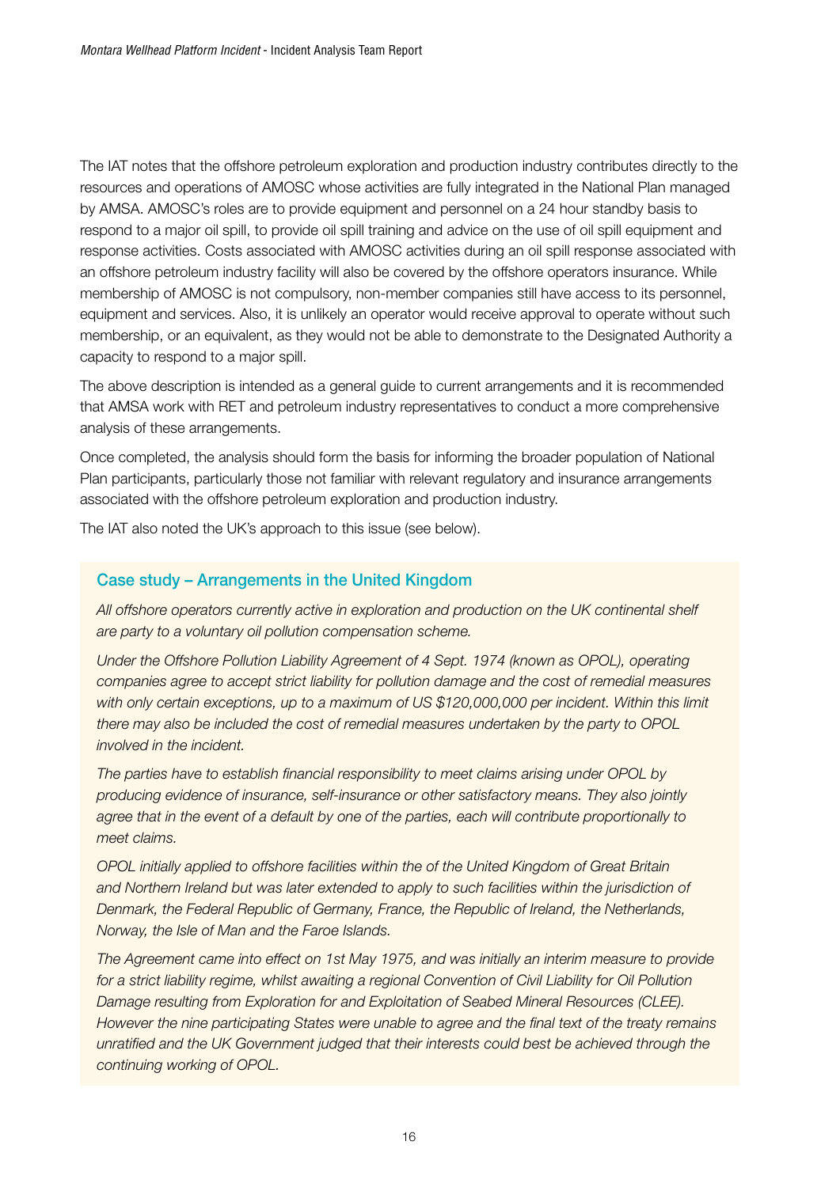The IAT notes that the offshore petroleum exploration and production industry contributes directly to the resources and operations of AMOSC whose activities are fully integrated in the National Plan managed by AMSA. AMOSC's roles are to provide equipment and personnel on a 24 hour standby basis to respond to a major oil spill, to provide oil spill training and advice on the use of oil spill equipment and response activities. Costs associated with AMOSC activities during an oil spill response associated with an offshore petroleum industry facility will also be covered by the offshore operators insurance. While membership of AMOSC is not compulsory, non-member companies still have access to its personnel, equipment and services. Also, it is unlikely an operator would receive approval to operate without such membership, or an equivalent, as they would not be able to demonstrate to the Designated Authority a capacity to respond to a major spill.

The above description is intended as a general guide to current arrangements and it is recommended that AMSA work with RET and petroleum industry representatives to conduct a more comprehensive analysis of these arrangements.

Once completed, the analysis should form the basis for informing the broader population of National Plan participants, particularly those not familiar with relevant regulatory and insurance arrangements associated with the offshore petroleum exploration and production industry.

The IAT also noted the UK's approach to this issue (see below).

### Case study – Arrangements in the United Kingdom

*All offshore operators currently active in exploration and production on the UK continental shelf are party to a voluntary oil pollution compensation scheme.*

*Under the Offshore Pollution Liability Agreement of 4 Sept. 1974 (known as OPOL), operating companies agree to accept strict liability for pollution damage and the cost of remedial measures with only certain exceptions, up to a maximum of US $120,000,000 per incident. Within this limit there may also be included the cost of remedial measures undertaken by the party to OPOL involved in the incident.*

*The parties have to establish financial responsibility to meet claims arising under OPOL by producing evidence of insurance, self-insurance or other satisfactory means. They also jointly agree that in the event of a default by one of the parties, each will contribute proportionally to meet claims.*

*OPOL initially applied to offshore facilities within the of the United Kingdom of Great Britain and Northern Ireland but was later extended to apply to such facilities within the jurisdiction of Denmark, the Federal Republic of Germany, France, the Republic of Ireland, the Netherlands, Norway, the Isle of Man and the Faroe Islands.*

*The Agreement came into effect on 1st May 1975, and was initially an interim measure to provide for a strict liability regime, whilst awaiting a regional Convention of Civil Liability for Oil Pollution Damage resulting from Exploration for and Exploitation of Seabed Mineral Resources (CLEE). However the nine participating States were unable to agree and the final text of the treaty remains unratified and the UK Government judged that their interests could best be achieved through the continuing working of OPOL.*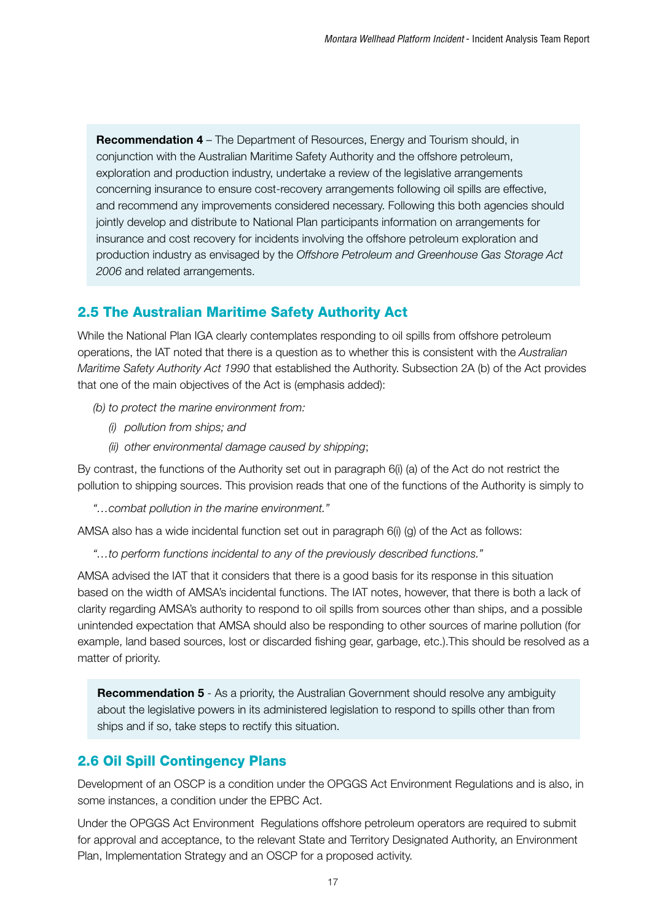**Recommendation 4** – The Department of Resources, Energy and Tourism should, in conjunction with the Australian Maritime Safety Authority and the offshore petroleum, exploration and production industry, undertake a review of the legislative arrangements concerning insurance to ensure cost-recovery arrangements following oil spills are effective, and recommend any improvements considered necessary. Following this both agencies should jointly develop and distribute to National Plan participants information on arrangements for insurance and cost recovery for incidents involving the offshore petroleum exploration and production industry as envisaged by the *Offshore Petroleum and Greenhouse Gas Storage Act 2006* and related arrangements.

## 2.5 The Australian Maritime Safety Authority Act

While the National Plan IGA clearly contemplates responding to oil spills from offshore petroleum operations, the IAT noted that there is a question as to whether this is consistent with the *Australian Maritime Safety Authority Act 1990* that established the Authority. Subsection 2A (b) of the Act provides that one of the main objectives of the Act is (emphasis added):

*(b) to protect the marine environment from:*

*(i) pollution from ships; and*

*(ii) other environmental damage caused by shipping*;

By contrast, the functions of the Authority set out in paragraph 6(i) (a) of the Act do not restrict the pollution to shipping sources. This provision reads that one of the functions of the Authority is simply to

*"…combat pollution in the marine environment."*

AMSA also has a wide incidental function set out in paragraph 6(i) (g) of the Act as follows:

*"…to perform functions incidental to any of the previously described functions."*

AMSA advised the IAT that it considers that there is a good basis for its response in this situation based on the width of AMSA's incidental functions. The IAT notes, however, that there is both a lack of clarity regarding AMSA's authority to respond to oil spills from sources other than ships, and a possible unintended expectation that AMSA should also be responding to other sources of marine pollution (for example, land based sources, lost or discarded fishing gear, garbage, etc.).This should be resolved as a matter of priority.

**Recommendation 5** - As a priority, the Australian Government should resolve any ambiguity about the legislative powers in its administered legislation to respond to spills other than from ships and if so, take steps to rectify this situation.

## 2.6 Oil Spill Contingency Plans

Development of an OSCP is a condition under the OPGGS Act Environment Regulations and is also, in some instances, a condition under the EPBC Act.

Under the OPGGS Act Environment Regulations offshore petroleum operators are required to submit for approval and acceptance, to the relevant State and Territory Designated Authority, an Environment Plan, Implementation Strategy and an OSCP for a proposed activity.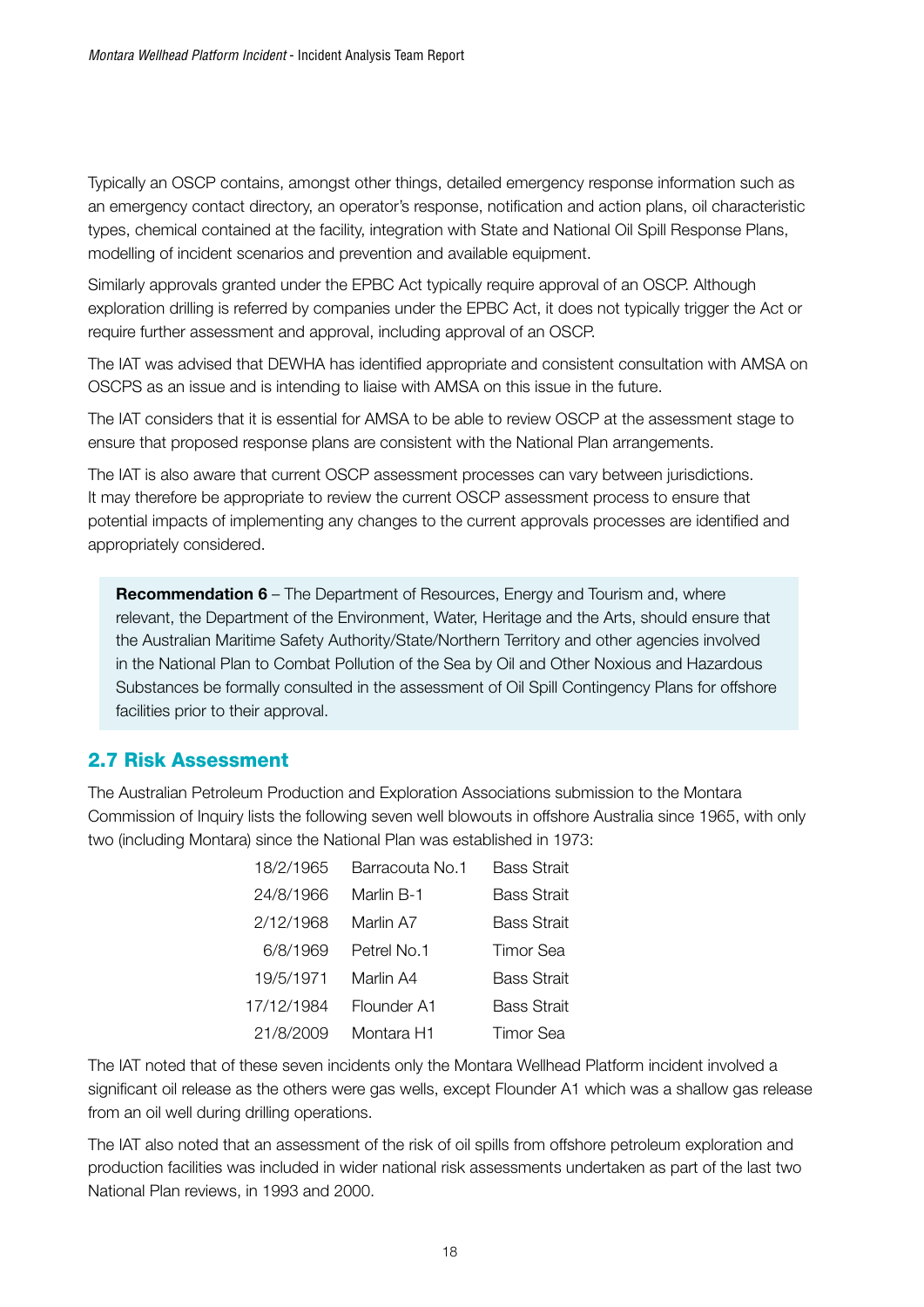Typically an OSCP contains, amongst other things, detailed emergency response information such as an emergency contact directory, an operator's response, notification and action plans, oil characteristic types, chemical contained at the facility, integration with State and National Oil Spill Response Plans, modelling of incident scenarios and prevention and available equipment.

Similarly approvals granted under the EPBC Act typically require approval of an OSCP. Although exploration drilling is referred by companies under the EPBC Act, it does not typically trigger the Act or require further assessment and approval, including approval of an OSCP.

The IAT was advised that DEWHA has identified appropriate and consistent consultation with AMSA on OSCPS as an issue and is intending to liaise with AMSA on this issue in the future.

The IAT considers that it is essential for AMSA to be able to review OSCP at the assessment stage to ensure that proposed response plans are consistent with the National Plan arrangements.

The IAT is also aware that current OSCP assessment processes can vary between jurisdictions. It may therefore be appropriate to review the current OSCP assessment process to ensure that potential impacts of implementing any changes to the current approvals processes are identified and appropriately considered.

> **Recommendation 6** – The Department of Resources, Energy and Tourism and, where relevant, the Department of the Environment, Water, Heritage and the Arts, should ensure that the Australian Maritime Safety Authority/State/Northern Territory and other agencies involved in the National Plan to Combat Pollution of the Sea by Oil and Other Noxious and Hazardous Substances be formally consulted in the assessment of Oil Spill Contingency Plans for offshore facilities prior to their approval.

## 2.7 Risk Assessment

The Australian Petroleum Production and Exploration Associations submission to the Montara Commission of Inquiry lists the following seven well blowouts in offshore Australia since 1965, with only two (including Montara) since the National Plan was established in 1973:

| | | |
|---|---|---|
| 18/2/1965 | Barracouta No.1 | Bass Strait |
| 24/8/1966 | Marlin B-1 | Bass Strait |
| 2/12/1968 | Marlin A7 | Bass Strait |
| 6/8/1969 | Petrel No.1 | Timor Sea |
| 19/5/1971 | Marlin A4 | Bass Strait |
| 17/12/1984 | Flounder A1 | Bass Strait |
| 21/8/2009 | Montara H1 | Timor Sea |

The IAT noted that of these seven incidents only the Montara Wellhead Platform incident involved a significant oil release as the others were gas wells, except Flounder A1 which was a shallow gas release from an oil well during drilling operations.

The IAT also noted that an assessment of the risk of oil spills from offshore petroleum exploration and production facilities was included in wider national risk assessments undertaken as part of the last two National Plan reviews, in 1993 and 2000.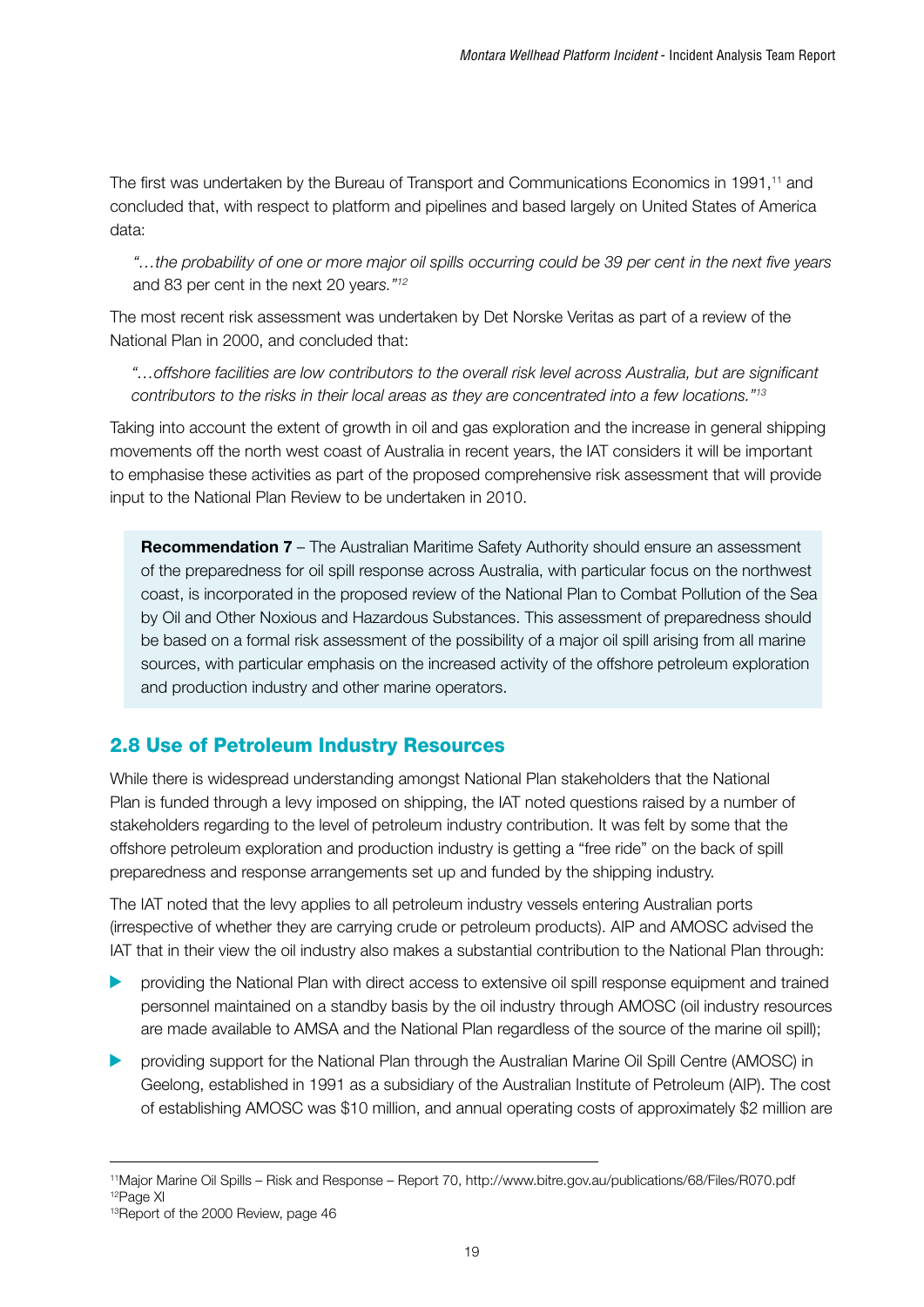The first was undertaken by the Bureau of Transport and Communications Economics in 1991,[11] and concluded that, with respect to platform and pipelines and based largely on United States of America data:

> *"…the probability of one or more major oil spills occurring could be 39 per cent in the next five years* and 83 per cent in the next 20 years.*"*[12]

The most recent risk assessment was undertaken by Det Norske Veritas as part of a review of the National Plan in 2000, and concluded that:

> *"…offshore facilities are low contributors to the overall risk level across Australia, but are significant contributors to the risks in their local areas as they are concentrated into a few locations."*[13]

Taking into account the extent of growth in oil and gas exploration and the increase in general shipping movements off the north west coast of Australia in recent years, the IAT considers it will be important to emphasise these activities as part of the proposed comprehensive risk assessment that will provide input to the National Plan Review to be undertaken in 2010.

> **Recommendation 7** – The Australian Maritime Safety Authority should ensure an assessment of the preparedness for oil spill response across Australia, with particular focus on the northwest coast, is incorporated in the proposed review of the National Plan to Combat Pollution of the Sea by Oil and Other Noxious and Hazardous Substances. This assessment of preparedness should be based on a formal risk assessment of the possibility of a major oil spill arising from all marine sources, with particular emphasis on the increased activity of the offshore petroleum exploration and production industry and other marine operators.

## 2.8 Use of Petroleum Industry Resources

While there is widespread understanding amongst National Plan stakeholders that the National Plan is funded through a levy imposed on shipping, the IAT noted questions raised by a number of stakeholders regarding to the level of petroleum industry contribution. It was felt by some that the offshore petroleum exploration and production industry is getting a "free ride" on the back of spill preparedness and response arrangements set up and funded by the shipping industry.

The IAT noted that the levy applies to all petroleum industry vessels entering Australian ports (irrespective of whether they are carrying crude or petroleum products). AIP and AMOSC advised the IAT that in their view the oil industry also makes a substantial contribution to the National Plan through:

- providing the National Plan with direct access to extensive oil spill response equipment and trained personnel maintained on a standby basis by the oil industry through AMOSC (oil industry resources are made available to AMSA and the National Plan regardless of the source of the marine oil spill);
- providing support for the National Plan through the Australian Marine Oil Spill Centre (AMOSC) in Geelong, established in 1991 as a subsidiary of the Australian Institute of Petroleum (AIP). The cost of establishing AMOSC was $10 million, and annual operating costs of approximately $2 million are

---

[11] Major Marine Oil Spills – Risk and Response – Report 70, http://www.bitre.gov.au/publications/68/Files/R070.pdf
[12] Page XI
[13] Report of the 2000 Review, page 46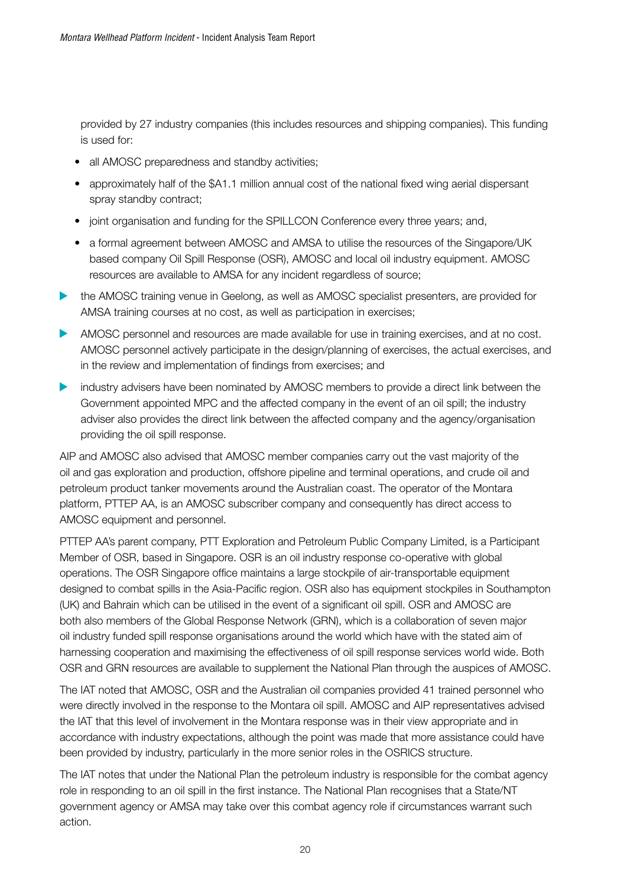provided by 27 industry companies (this includes resources and shipping companies). This funding is used for:

  - all AMOSC preparedness and standby activities;
  - approximately half of the $A1.1 million annual cost of the national fixed wing aerial dispersant spray standby contract;
  - joint organisation and funding for the SPILLCON Conference every three years; and,
  - a formal agreement between AMOSC and AMSA to utilise the resources of the Singapore/UK based company Oil Spill Response (OSR), AMOSC and local oil industry equipment. AMOSC resources are available to AMSA for any incident regardless of source;

- the AMOSC training venue in Geelong, as well as AMOSC specialist presenters, are provided for AMSA training courses at no cost, as well as participation in exercises;
- AMOSC personnel and resources are made available for use in training exercises, and at no cost. AMOSC personnel actively participate in the design/planning of exercises, the actual exercises, and in the review and implementation of findings from exercises; and
- industry advisers have been nominated by AMOSC members to provide a direct link between the Government appointed MPC and the affected company in the event of an oil spill; the industry adviser also provides the direct link between the affected company and the agency/organisation providing the oil spill response.

AIP and AMOSC also advised that AMOSC member companies carry out the vast majority of the oil and gas exploration and production, offshore pipeline and terminal operations, and crude oil and petroleum product tanker movements around the Australian coast. The operator of the Montara platform, PTTEP AA, is an AMOSC subscriber company and consequently has direct access to AMOSC equipment and personnel.

PTTEP AA's parent company, PTT Exploration and Petroleum Public Company Limited, is a Participant Member of OSR, based in Singapore. OSR is an oil industry response co-operative with global operations. The OSR Singapore office maintains a large stockpile of air-transportable equipment designed to combat spills in the Asia-Pacific region. OSR also has equipment stockpiles in Southampton (UK) and Bahrain which can be utilised in the event of a significant oil spill. OSR and AMOSC are both also members of the Global Response Network (GRN), which is a collaboration of seven major oil industry funded spill response organisations around the world which have with the stated aim of harnessing cooperation and maximising the effectiveness of oil spill response services world wide. Both OSR and GRN resources are available to supplement the National Plan through the auspices of AMOSC.

The IAT noted that AMOSC, OSR and the Australian oil companies provided 41 trained personnel who were directly involved in the response to the Montara oil spill. AMOSC and AIP representatives advised the IAT that this level of involvement in the Montara response was in their view appropriate and in accordance with industry expectations, although the point was made that more assistance could have been provided by industry, particularly in the more senior roles in the OSRICS structure.

The IAT notes that under the National Plan the petroleum industry is responsible for the combat agency role in responding to an oil spill in the first instance. The National Plan recognises that a State/NT government agency or AMSA may take over this combat agency role if circumstances warrant such action.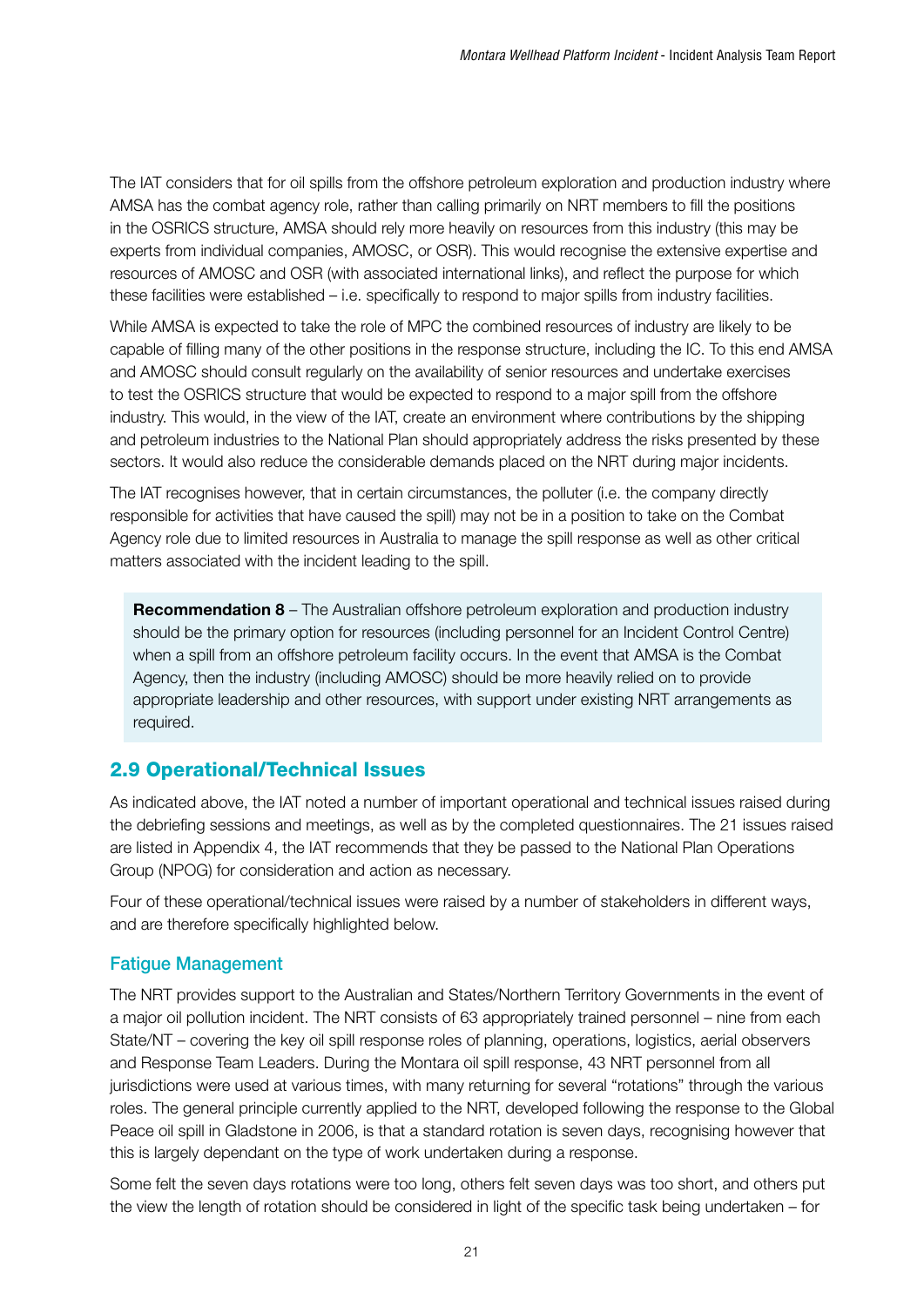The IAT considers that for oil spills from the offshore petroleum exploration and production industry where AMSA has the combat agency role, rather than calling primarily on NRT members to fill the positions in the OSRICS structure, AMSA should rely more heavily on resources from this industry (this may be experts from individual companies, AMOSC, or OSR). This would recognise the extensive expertise and resources of AMOSC and OSR (with associated international links), and reflect the purpose for which these facilities were established – i.e. specifically to respond to major spills from industry facilities.

While AMSA is expected to take the role of MPC the combined resources of industry are likely to be capable of filling many of the other positions in the response structure, including the IC. To this end AMSA and AMOSC should consult regularly on the availability of senior resources and undertake exercises to test the OSRICS structure that would be expected to respond to a major spill from the offshore industry. This would, in the view of the IAT, create an environment where contributions by the shipping and petroleum industries to the National Plan should appropriately address the risks presented by these sectors. It would also reduce the considerable demands placed on the NRT during major incidents.

The IAT recognises however, that in certain circumstances, the polluter (i.e. the company directly responsible for activities that have caused the spill) may not be in a position to take on the Combat Agency role due to limited resources in Australia to manage the spill response as well as other critical matters associated with the incident leading to the spill.

> **Recommendation 8** – The Australian offshore petroleum exploration and production industry should be the primary option for resources (including personnel for an Incident Control Centre) when a spill from an offshore petroleum facility occurs. In the event that AMSA is the Combat Agency, then the industry (including AMOSC) should be more heavily relied on to provide appropriate leadership and other resources, with support under existing NRT arrangements as required.

## 2.9 Operational/Technical Issues

As indicated above, the IAT noted a number of important operational and technical issues raised during the debriefing sessions and meetings, as well as by the completed questionnaires. The 21 issues raised are listed in Appendix 4, the IAT recommends that they be passed to the National Plan Operations Group (NPOG) for consideration and action as necessary.

Four of these operational/technical issues were raised by a number of stakeholders in different ways, and are therefore specifically highlighted below.

### Fatigue Management

The NRT provides support to the Australian and States/Northern Territory Governments in the event of a major oil pollution incident. The NRT consists of 63 appropriately trained personnel – nine from each State/NT – covering the key oil spill response roles of planning, operations, logistics, aerial observers and Response Team Leaders. During the Montara oil spill response, 43 NRT personnel from all jurisdictions were used at various times, with many returning for several "rotations" through the various roles. The general principle currently applied to the NRT, developed following the response to the Global Peace oil spill in Gladstone in 2006, is that a standard rotation is seven days, recognising however that this is largely dependant on the type of work undertaken during a response.

Some felt the seven days rotations were too long, others felt seven days was too short, and others put the view the length of rotation should be considered in light of the specific task being undertaken – for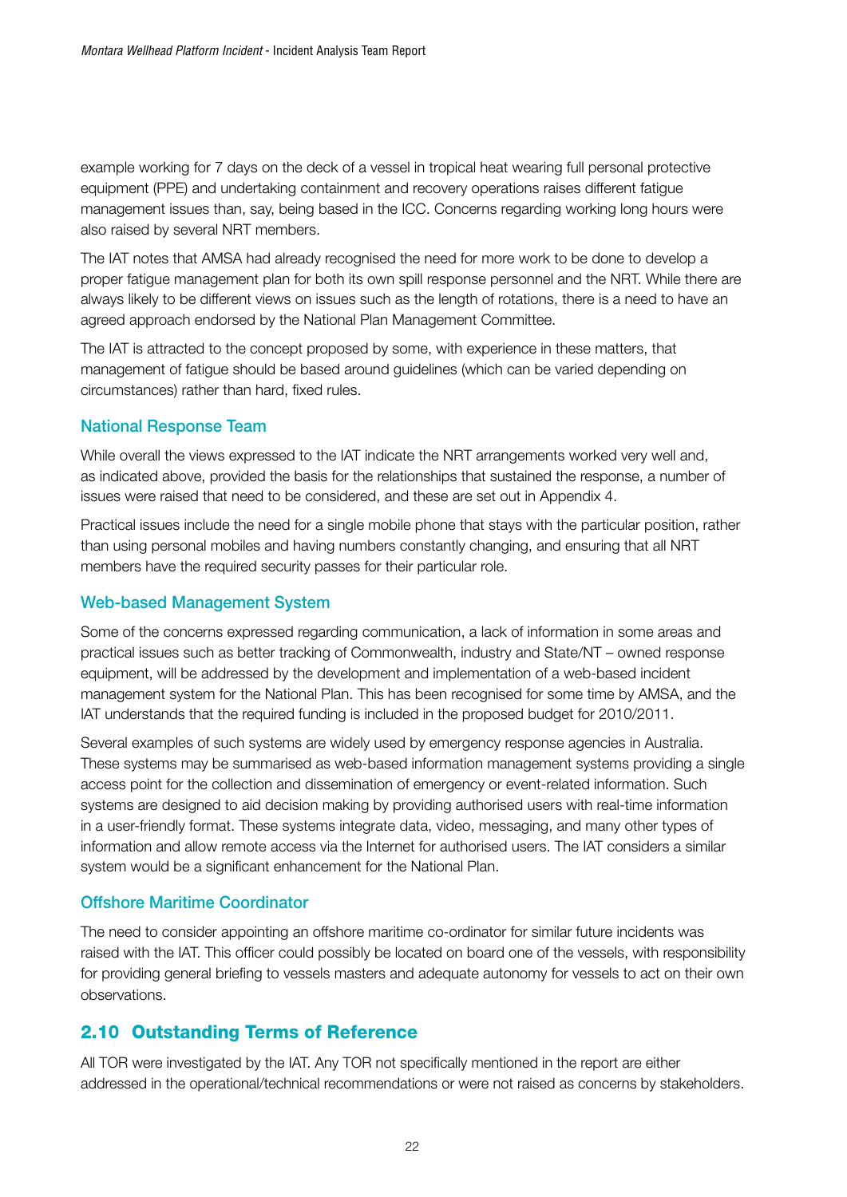example working for 7 days on the deck of a vessel in tropical heat wearing full personal protective equipment (PPE) and undertaking containment and recovery operations raises different fatigue management issues than, say, being based in the ICC. Concerns regarding working long hours were also raised by several NRT members.

The IAT notes that AMSA had already recognised the need for more work to be done to develop a proper fatigue management plan for both its own spill response personnel and the NRT. While there are always likely to be different views on issues such as the length of rotations, there is a need to have an agreed approach endorsed by the National Plan Management Committee.

The IAT is attracted to the concept proposed by some, with experience in these matters, that management of fatigue should be based around guidelines (which can be varied depending on circumstances) rather than hard, fixed rules.

### National Response Team

While overall the views expressed to the IAT indicate the NRT arrangements worked very well and, as indicated above, provided the basis for the relationships that sustained the response, a number of issues were raised that need to be considered, and these are set out in Appendix 4.

Practical issues include the need for a single mobile phone that stays with the particular position, rather than using personal mobiles and having numbers constantly changing, and ensuring that all NRT members have the required security passes for their particular role.

### Web-based Management System

Some of the concerns expressed regarding communication, a lack of information in some areas and practical issues such as better tracking of Commonwealth, industry and State/NT – owned response equipment, will be addressed by the development and implementation of a web-based incident management system for the National Plan. This has been recognised for some time by AMSA, and the IAT understands that the required funding is included in the proposed budget for 2010/2011.

Several examples of such systems are widely used by emergency response agencies in Australia. These systems may be summarised as web-based information management systems providing a single access point for the collection and dissemination of emergency or event-related information. Such systems are designed to aid decision making by providing authorised users with real-time information in a user-friendly format. These systems integrate data, video, messaging, and many other types of information and allow remote access via the Internet for authorised users. The IAT considers a similar system would be a significant enhancement for the National Plan.

### Offshore Maritime Coordinator

The need to consider appointing an offshore maritime co-ordinator for similar future incidents was raised with the IAT. This officer could possibly be located on board one of the vessels, with responsibility for providing general briefing to vessels masters and adequate autonomy for vessels to act on their own observations.

## 2.10 Outstanding Terms of Reference

All TOR were investigated by the IAT. Any TOR not specifically mentioned in the report are either addressed in the operational/technical recommendations or were not raised as concerns by stakeholders.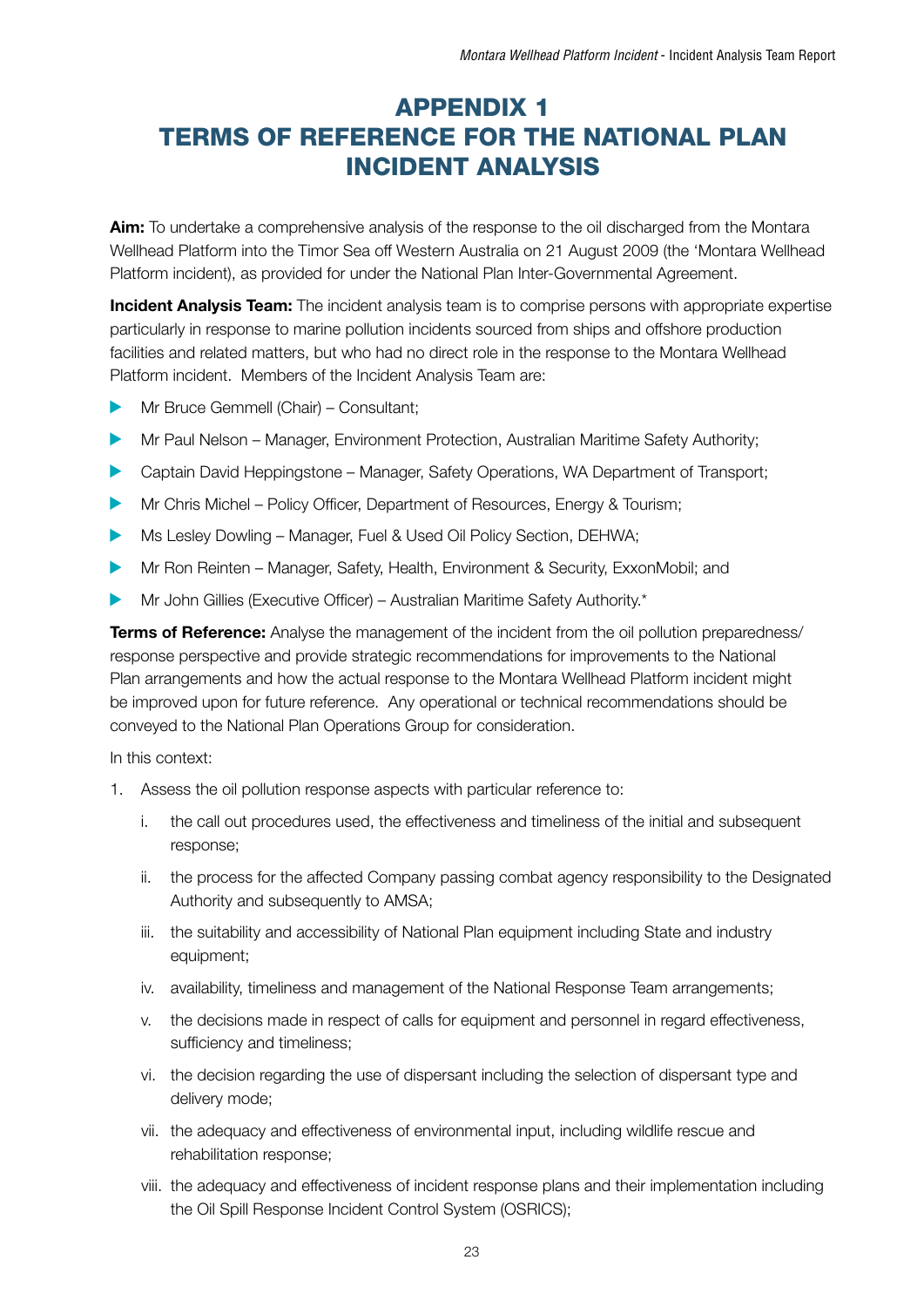# APPENDIX 1
# TERMS OF REFERENCE FOR THE NATIONAL PLAN INCIDENT ANALYSIS

**Aim:** To undertake a comprehensive analysis of the response to the oil discharged from the Montara Wellhead Platform into the Timor Sea off Western Australia on 21 August 2009 (the 'Montara Wellhead Platform incident), as provided for under the National Plan Inter-Governmental Agreement.

**Incident Analysis Team:** The incident analysis team is to comprise persons with appropriate expertise particularly in response to marine pollution incidents sourced from ships and offshore production facilities and related matters, but who had no direct role in the response to the Montara Wellhead Platform incident. Members of the Incident Analysis Team are:

- Mr Bruce Gemmell (Chair) – Consultant;
- Mr Paul Nelson – Manager, Environment Protection, Australian Maritime Safety Authority;
- Captain David Heppingstone – Manager, Safety Operations, WA Department of Transport;
- Mr Chris Michel – Policy Officer, Department of Resources, Energy & Tourism;
- Ms Lesley Dowling – Manager, Fuel & Used Oil Policy Section, DEHWA;
- Mr Ron Reinten – Manager, Safety, Health, Environment & Security, ExxonMobil; and
- Mr John Gillies (Executive Officer) – Australian Maritime Safety Authority.*

**Terms of Reference:** Analyse the management of the incident from the oil pollution preparedness/response perspective and provide strategic recommendations for improvements to the National Plan arrangements and how the actual response to the Montara Wellhead Platform incident might be improved upon for future reference. Any operational or technical recommendations should be conveyed to the National Plan Operations Group for consideration.

In this context:

1. Assess the oil pollution response aspects with particular reference to:
   i. the call out procedures used, the effectiveness and timeliness of the initial and subsequent response;
   ii. the process for the affected Company passing combat agency responsibility to the Designated Authority and subsequently to AMSA;
   iii. the suitability and accessibility of National Plan equipment including State and industry equipment;
   iv. availability, timeliness and management of the National Response Team arrangements;
   v. the decisions made in respect of calls for equipment and personnel in regard effectiveness, sufficiency and timeliness;
   vi. the decision regarding the use of dispersant including the selection of dispersant type and delivery mode;
   vii. the adequacy and effectiveness of environmental input, including wildlife rescue and rehabilitation response;
   viii. the adequacy and effectiveness of incident response plans and their implementation including the Oil Spill Response Incident Control System (OSRICS);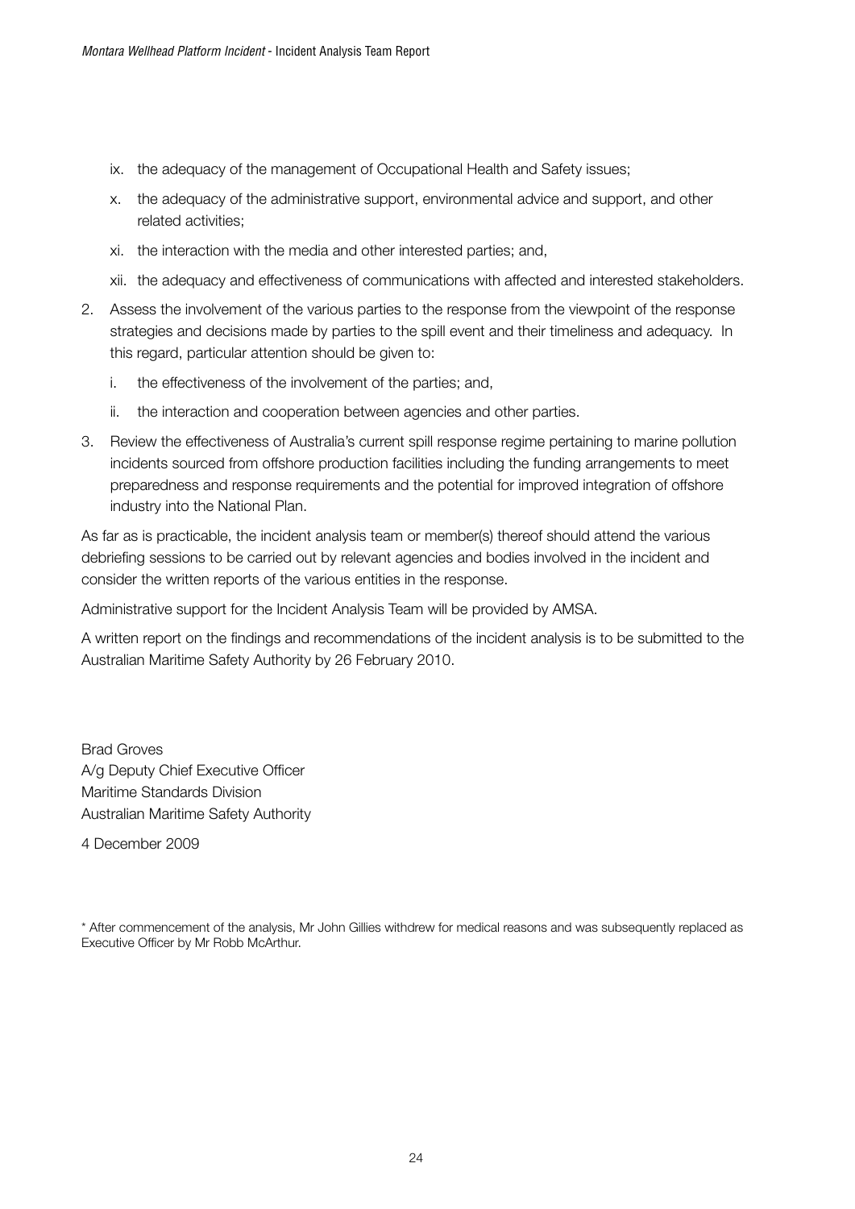- ix. the adequacy of the management of Occupational Health and Safety issues;
   - x. the adequacy of the administrative support, environmental advice and support, and other related activities;
   - xi. the interaction with the media and other interested parties; and,
   - xii. the adequacy and effectiveness of communications with affected and interested stakeholders.

2. Assess the involvement of the various parties to the response from the viewpoint of the response strategies and decisions made by parties to the spill event and their timeliness and adequacy. In this regard, particular attention should be given to:
   - i. the effectiveness of the involvement of the parties; and,
   - ii. the interaction and cooperation between agencies and other parties.

3. Review the effectiveness of Australia's current spill response regime pertaining to marine pollution incidents sourced from offshore production facilities including the funding arrangements to meet preparedness and response requirements and the potential for improved integration of offshore industry into the National Plan.

As far as is practicable, the incident analysis team or member(s) thereof should attend the various debriefing sessions to be carried out by relevant agencies and bodies involved in the incident and consider the written reports of the various entities in the response.

Administrative support for the Incident Analysis Team will be provided by AMSA.

A written report on the findings and recommendations of the incident analysis is to be submitted to the Australian Maritime Safety Authority by 26 February 2010.

Brad Groves
A/g Deputy Chief Executive Officer
Maritime Standards Division
Australian Maritime Safety Authority

4 December 2009

\* After commencement of the analysis, Mr John Gillies withdrew for medical reasons and was subsequently replaced as Executive Officer by Mr Robb McArthur.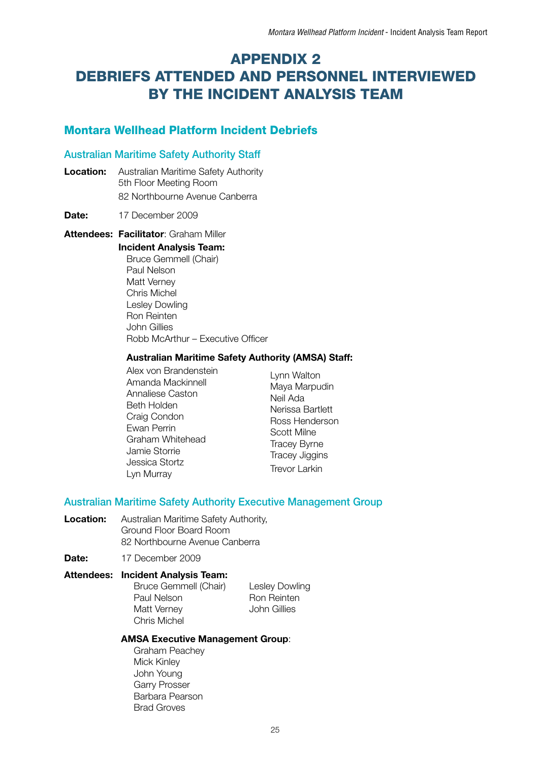# APPENDIX 2
# DEBRIEFS ATTENDED AND PERSONNEL INTERVIEWED BY THE INCIDENT ANALYSIS TEAM

## Montara Wellhead Platform Incident Debriefs

### Australian Maritime Safety Authority Staff

**Location:** Australian Maritime Safety Authority
5th Floor Meeting Room
82 Northbourne Avenue Canberra

**Date:** 17 December 2009

**Attendees:** **Facilitator**: Graham Miller

**Incident Analysis Team:**

Bruce Gemmell (Chair)
Paul Nelson
Matt Verney
Chris Michel
Lesley Dowling
Ron Reinten
John Gillies
Robb McArthur – Executive Officer

**Australian Maritime Safety Authority (AMSA) Staff:**

Alex von Brandenstein
Amanda Mackinnell
Annaliese Caston
Beth Holden
Craig Condon
Ewan Perrin
Graham Whitehead
Jamie Storrie
Jessica Stortz
Lyn Murray
Lynn Walton
Maya Marpudin
Neil Ada
Nerissa Bartlett
Ross Henderson
Scott Milne
Tracey Byrne
Tracey Jiggins
Trevor Larkin

### Australian Maritime Safety Authority Executive Management Group

**Location:** Australian Maritime Safety Authority,
Ground Floor Board Room
82 Northbourne Avenue Canberra

**Date:** 17 December 2009

**Attendees:** **Incident Analysis Team:**

Bruce Gemmell (Chair)
Paul Nelson
Matt Verney
Chris Michel
Lesley Dowling
Ron Reinten
John Gillies

**AMSA Executive Management Group**:

Graham Peachey
Mick Kinley
John Young
Garry Prosser
Barbara Pearson
Brad Groves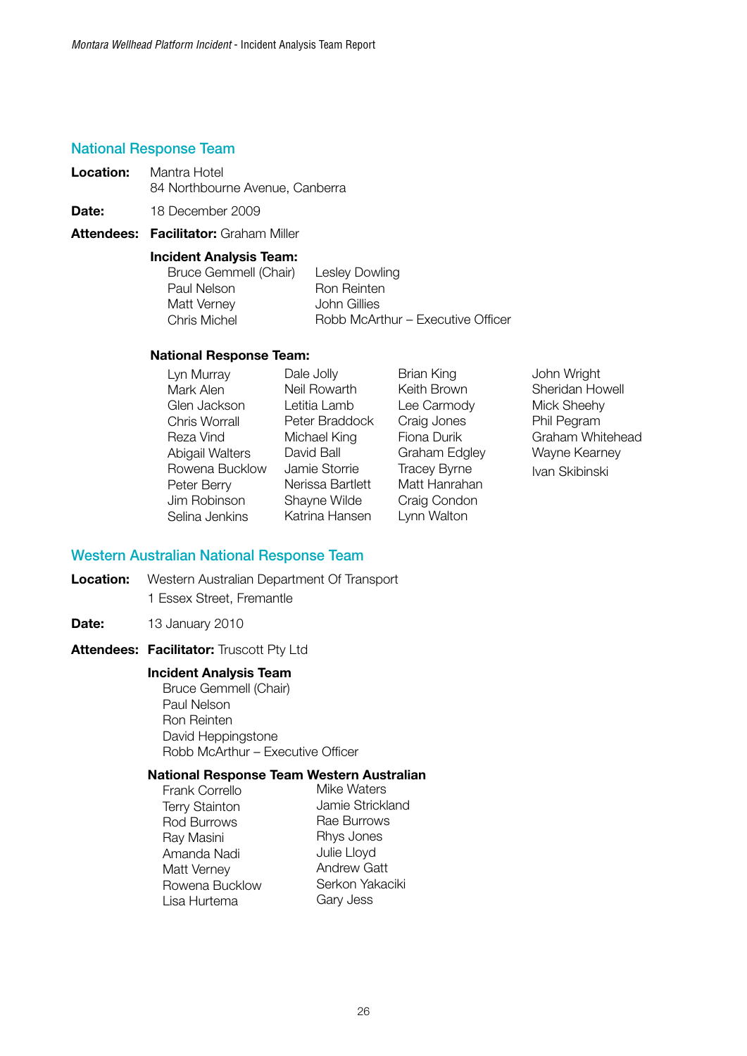## National Response Team

**Location:** Mantra Hotel
84 Northbourne Avenue, Canberra

**Date:** 18 December 2009

**Attendees:** **Facilitator:** Graham Miller

**Incident Analysis Team:**

Bruce Gemmell (Chair)
Paul Nelson
Matt Verney
Chris Michel
Lesley Dowling
Ron Reinten
John Gillies
Robb McArthur – Executive Officer

**National Response Team:**

Lyn Murray
Mark Alen
Glen Jackson
Chris Worrall
Reza Vind
Abigail Walters
Rowena Bucklow
Peter Berry
Jim Robinson
Selina Jenkins
Dale Jolly
Neil Rowarth
Letitia Lamb
Peter Braddock
Michael King
David Ball
Jamie Storrie
Nerissa Bartlett
Shayne Wilde
Katrina Hansen
Brian King
Keith Brown
Lee Carmody
Craig Jones
Fiona Durik
Graham Edgley
Tracey Byrne
Matt Hanrahan
Craig Condon
Lynn Walton
John Wright
Sheridan Howell
Mick Sheehy
Phil Pegram
Graham Whitehead
Wayne Kearney
Ivan Skibinski

## Western Australian National Response Team

**Location:** Western Australian Department Of Transport
1 Essex Street, Fremantle

**Date:** 13 January 2010

**Attendees:** **Facilitator:** Truscott Pty Ltd

**Incident Analysis Team**

Bruce Gemmell (Chair)
Paul Nelson
Ron Reinten
David Heppingstone
Robb McArthur – Executive Officer

**National Response Team Western Australian**

Frank Corrello
Terry Stainton
Rod Burrows
Ray Masini
Amanda Nadi
Matt Verney
Rowena Bucklow
Lisa Hurtema
Mike Waters
Jamie Strickland
Rae Burrows
Rhys Jones
Julie Lloyd
Andrew Gatt
Serkon Yakaciki
Gary Jess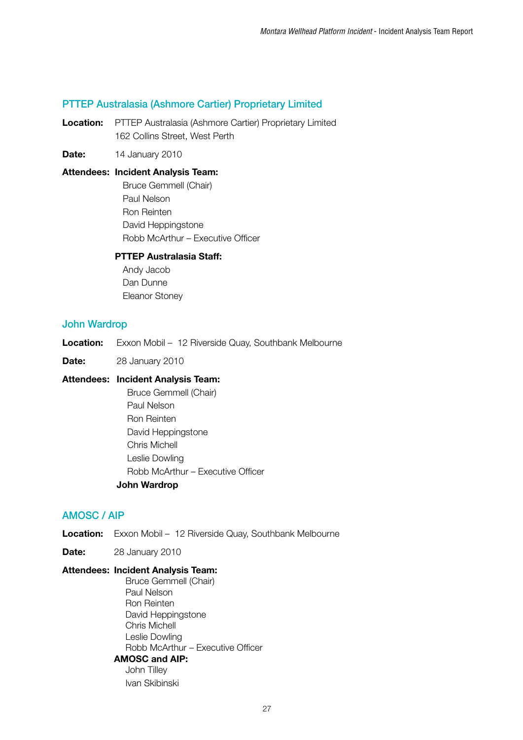## PTTEP Australasia (Ashmore Cartier) Proprietary Limited

**Location:** PTTEP Australasia (Ashmore Cartier) Proprietary Limited
162 Collins Street, West Perth

**Date:** 14 January 2010

**Attendees:** **Incident Analysis Team:**

Bruce Gemmell (Chair)
Paul Nelson
Ron Reinten
David Heppingstone
Robb McArthur – Executive Officer

**PTTEP Australasia Staff:**

Andy Jacob
Dan Dunne
Eleanor Stoney

## John Wardrop

**Location:** Exxon Mobil – 12 Riverside Quay, Southbank Melbourne

**Date:** 28 January 2010

**Attendees:** **Incident Analysis Team:**

Bruce Gemmell (Chair)
Paul Nelson
Ron Reinten
David Heppingstone
Chris Michell
Leslie Dowling
Robb McArthur – Executive Officer

**John Wardrop**

## AMOSC / AIP

**Location:** Exxon Mobil – 12 Riverside Quay, Southbank Melbourne

**Date:** 28 January 2010

**Attendees:** **Incident Analysis Team:**

Bruce Gemmell (Chair)
Paul Nelson
Ron Reinten
David Heppingstone
Chris Michell
Leslie Dowling
Robb McArthur – Executive Officer

**AMOSC and AIP:**

John Tilley
Ivan Skibinski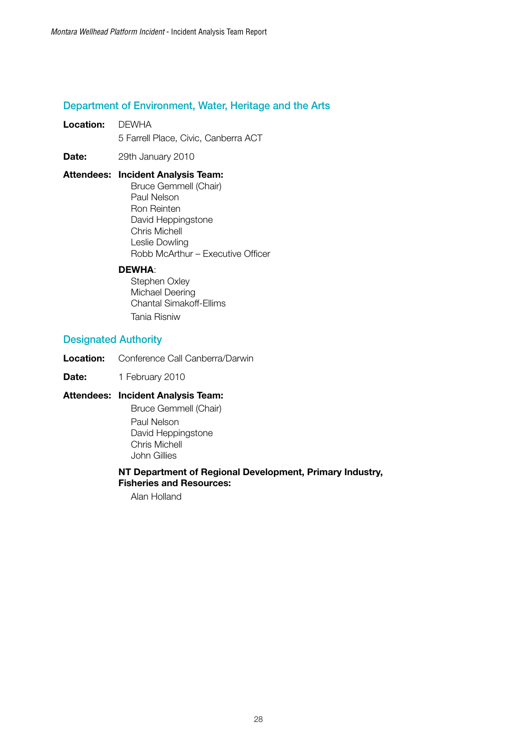## Department of Environment, Water, Heritage and the Arts

**Location:** DEWHA
5 Farrell Place, Civic, Canberra ACT

**Date:** 29th January 2010

**Attendees:** **Incident Analysis Team:**

- Bruce Gemmell (Chair)
- Paul Nelson
- Ron Reinten
- David Heppingstone
- Chris Michell
- Leslie Dowling
- Robb McArthur – Executive Officer

**DEWHA**:

- Stephen Oxley
- Michael Deering
- Chantal Simakoff-Ellims
- Tania Risniw

## Designated Authority

**Location:** Conference Call Canberra/Darwin

**Date:** 1 February 2010

**Attendees:** **Incident Analysis Team:**

- Bruce Gemmell (Chair)
- Paul Nelson
- David Heppingstone
- Chris Michell
- John Gillies

**NT Department of Regional Development, Primary Industry, Fisheries and Resources:**

- Alan Holland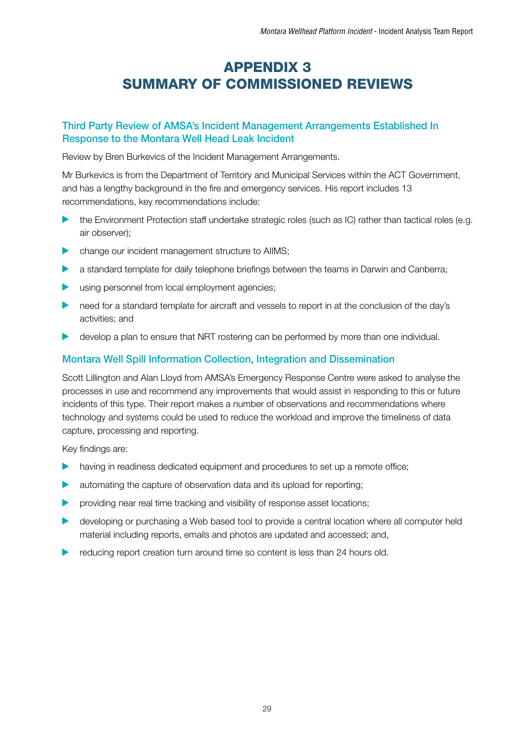# APPENDIX 3
# SUMMARY OF COMMISSIONED REVIEWS

## Third Party Review of AMSA's Incident Management Arrangements Established In Response to the Montara Well Head Leak Incident

Review by Bren Burkevics of the Incident Management Arrangements.

Mr Burkevics is from the Department of Territory and Municipal Services within the ACT Government, and has a lengthy background in the fire and emergency services. His report includes 13 recommendations, key recommendations include:

- the Environment Protection staff undertake strategic roles (such as IC) rather than tactical roles (e.g. air observer);
- change our incident management structure to AIIMS;
- a standard template for daily telephone briefings between the teams in Darwin and Canberra;
- using personnel from local employment agencies;
- need for a standard template for aircraft and vessels to report in at the conclusion of the day's activities; and
- develop a plan to ensure that NRT rostering can be performed by more than one individual.

## Montara Well Spill Information Collection, Integration and Dissemination

Scott Lillington and Alan Lloyd from AMSA's Emergency Response Centre were asked to analyse the processes in use and recommend any improvements that would assist in responding to this or future incidents of this type. Their report makes a number of observations and recommendations where technology and systems could be used to reduce the workload and improve the timeliness of data capture, processing and reporting.

Key findings are:

- having in readiness dedicated equipment and procedures to set up a remote office;
- automating the capture of observation data and its upload for reporting;
- providing near real time tracking and visibility of response asset locations;
- developing or purchasing a Web based tool to provide a central location where all computer held material including reports, emails and photos are updated and accessed; and,
- reducing report creation turn around time so content is less than 24 hours old.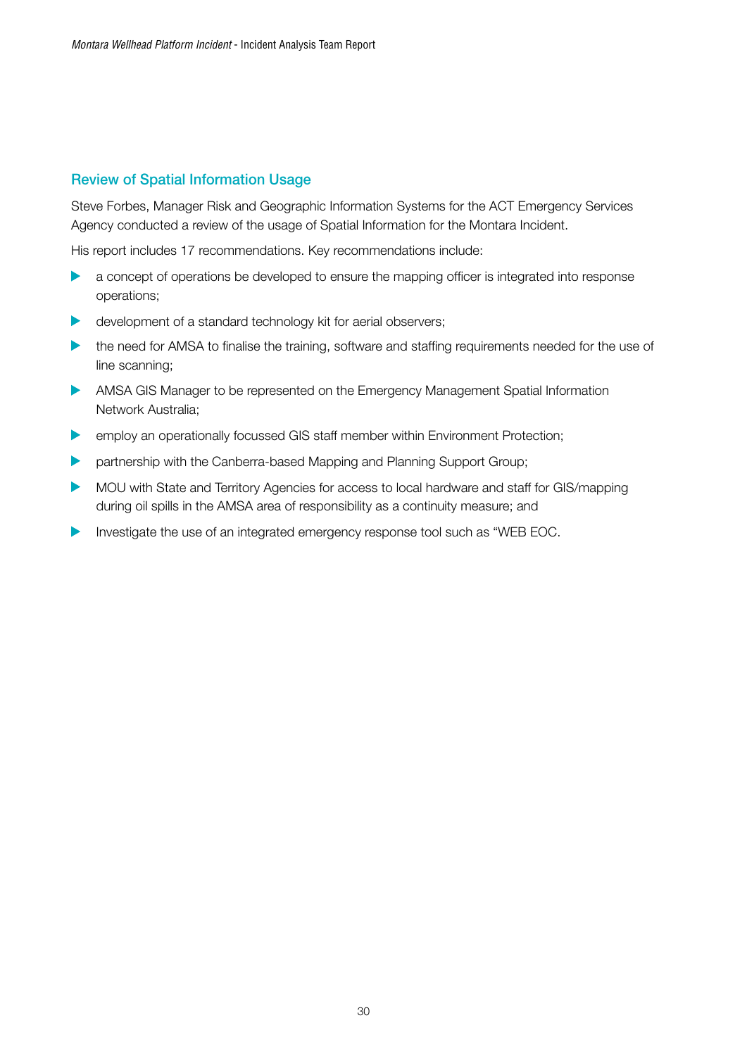## Review of Spatial Information Usage

Steve Forbes, Manager Risk and Geographic Information Systems for the ACT Emergency Services Agency conducted a review of the usage of Spatial Information for the Montara Incident.

His report includes 17 recommendations. Key recommendations include:

- a concept of operations be developed to ensure the mapping officer is integrated into response operations;
- development of a standard technology kit for aerial observers;
- the need for AMSA to finalise the training, software and staffing requirements needed for the use of line scanning;
- AMSA GIS Manager to be represented on the Emergency Management Spatial Information Network Australia;
- employ an operationally focussed GIS staff member within Environment Protection;
- partnership with the Canberra-based Mapping and Planning Support Group;
- MOU with State and Territory Agencies for access to local hardware and staff for GIS/mapping during oil spills in the AMSA area of responsibility as a continuity measure; and
- Investigate the use of an integrated emergency response tool such as "WEB EOC.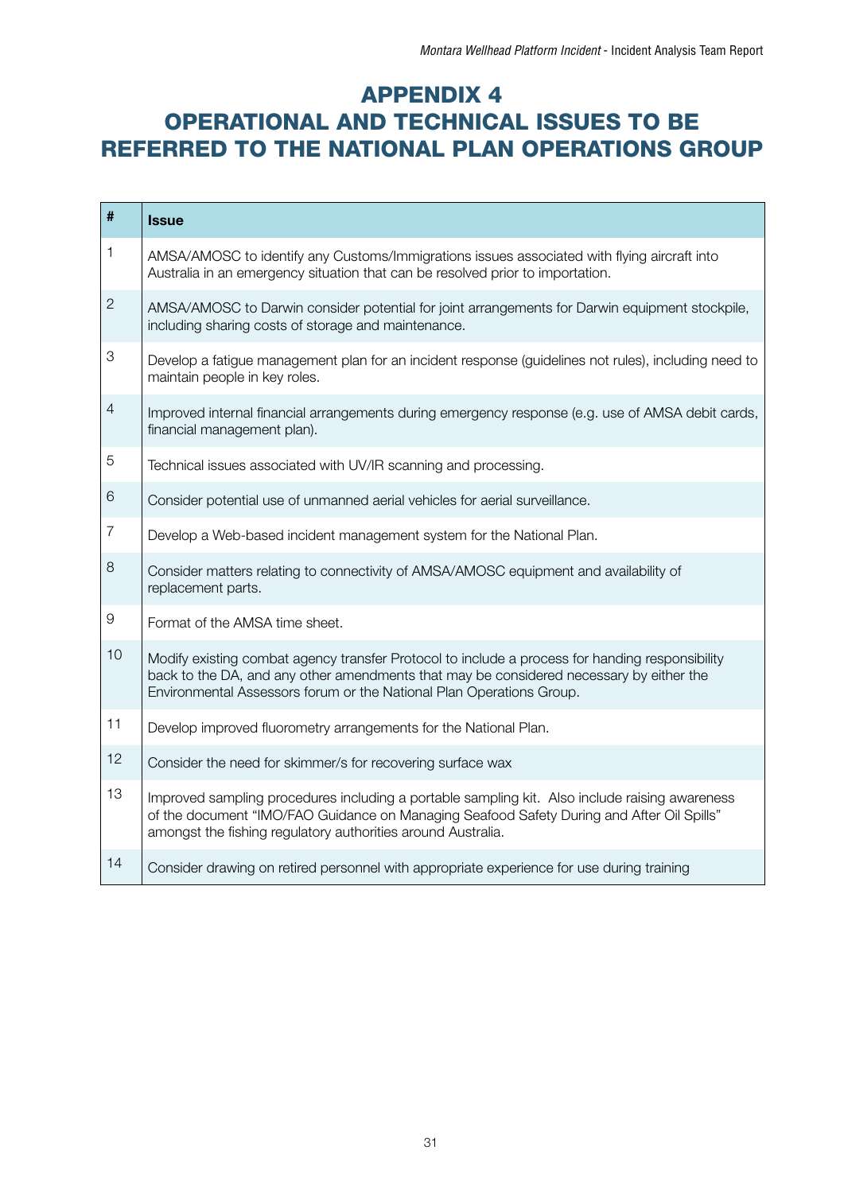# APPENDIX 4
# OPERATIONAL AND TECHNICAL ISSUES TO BE REFERRED TO THE NATIONAL PLAN OPERATIONS GROUP

| # | Issue |
|---|---|
| 1 | AMSA/AMOSC to identify any Customs/Immigrations issues associated with flying aircraft into Australia in an emergency situation that can be resolved prior to importation. |
| 2 | AMSA/AMOSC to Darwin consider potential for joint arrangements for Darwin equipment stockpile, including sharing costs of storage and maintenance. |
| 3 | Develop a fatigue management plan for an incident response (guidelines not rules), including need to maintain people in key roles. |
| 4 | Improved internal financial arrangements during emergency response (e.g. use of AMSA debit cards, financial management plan). |
| 5 | Technical issues associated with UV/IR scanning and processing. |
| 6 | Consider potential use of unmanned aerial vehicles for aerial surveillance. |
| 7 | Develop a Web-based incident management system for the National Plan. |
| 8 | Consider matters relating to connectivity of AMSA/AMOSC equipment and availability of replacement parts. |
| 9 | Format of the AMSA time sheet. |
| 10 | Modify existing combat agency transfer Protocol to include a process for handing responsibility back to the DA, and any other amendments that may be considered necessary by either the Environmental Assessors forum or the National Plan Operations Group. |
| 11 | Develop improved fluorometry arrangements for the National Plan. |
| 12 | Consider the need for skimmer/s for recovering surface wax |
| 13 | Improved sampling procedures including a portable sampling kit. Also include raising awareness of the document "IMO/FAO Guidance on Managing Seafood Safety During and After Oil Spills" amongst the fishing regulatory authorities around Australia. |
| 14 | Consider drawing on retired personnel with appropriate experience for use during training |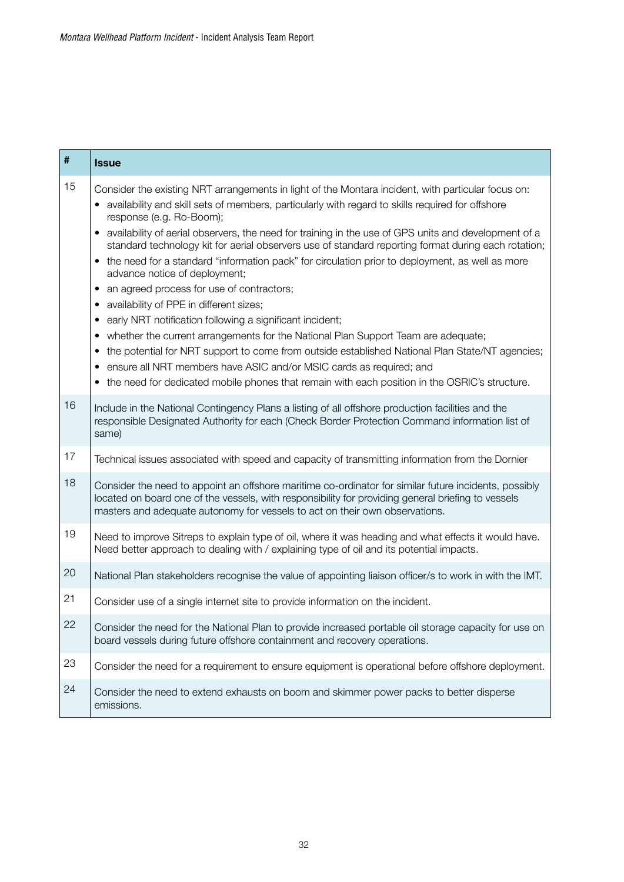| # | Issue |
|---|---|
| 15 | Consider the existing NRT arrangements in light of the Montara incident, with particular focus on:<br>• availability and skill sets of members, particularly with regard to skills required for offshore response (e.g. Ro-Boom);<br>• availability of aerial observers, the need for training in the use of GPS units and development of a standard technology kit for aerial observers use of standard reporting format during each rotation;<br>• the need for a standard "information pack" for circulation prior to deployment, as well as more advance notice of deployment;<br>• an agreed process for use of contractors;<br>• availability of PPE in different sizes;<br>• early NRT notification following a significant incident;<br>• whether the current arrangements for the National Plan Support Team are adequate;<br>• the potential for NRT support to come from outside established National Plan State/NT agencies;<br>• ensure all NRT members have ASIC and/or MSIC cards as required; and<br>• the need for dedicated mobile phones that remain with each position in the OSRIC's structure. |
| 16 | Include in the National Contingency Plans a listing of all offshore production facilities and the responsible Designated Authority for each (Check Border Protection Command information list of same) |
| 17 | Technical issues associated with speed and capacity of transmitting information from the Dornier |
| 18 | Consider the need to appoint an offshore maritime co-ordinator for similar future incidents, possibly located on board one of the vessels, with responsibility for providing general briefing to vessels masters and adequate autonomy for vessels to act on their own observations. |
| 19 | Need to improve Sitreps to explain type of oil, where it was heading and what effects it would have. Need better approach to dealing with / explaining type of oil and its potential impacts. |
| 20 | National Plan stakeholders recognise the value of appointing liaison officer/s to work in with the IMT. |
| 21 | Consider use of a single internet site to provide information on the incident. |
| 22 | Consider the need for the National Plan to provide increased portable oil storage capacity for use on board vessels during future offshore containment and recovery operations. |
| 23 | Consider the need for a requirement to ensure equipment is operational before offshore deployment. |
| 24 | Consider the need to extend exhausts on boom and skimmer power packs to better disperse emissions. |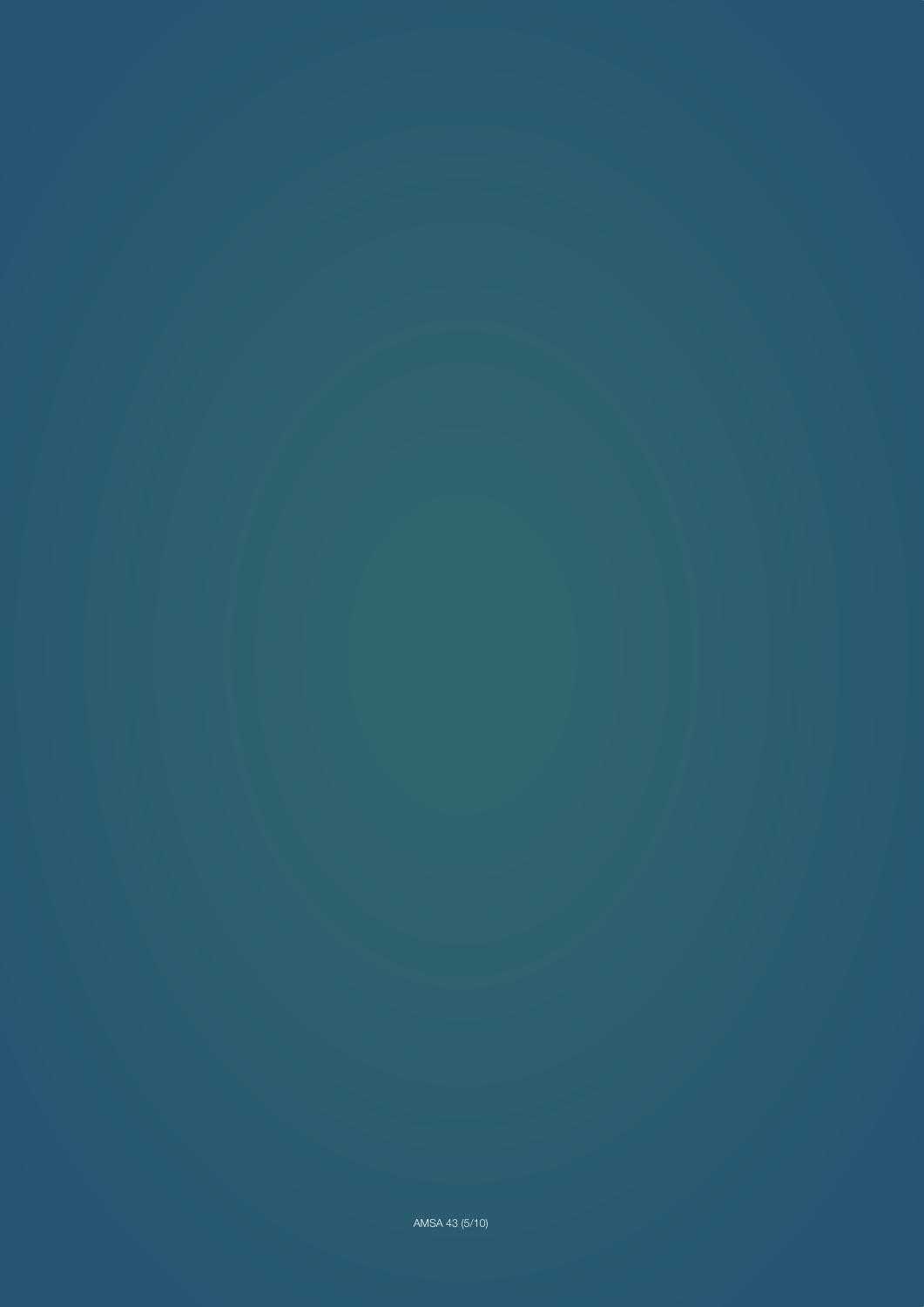AMSA 43 (5/10)